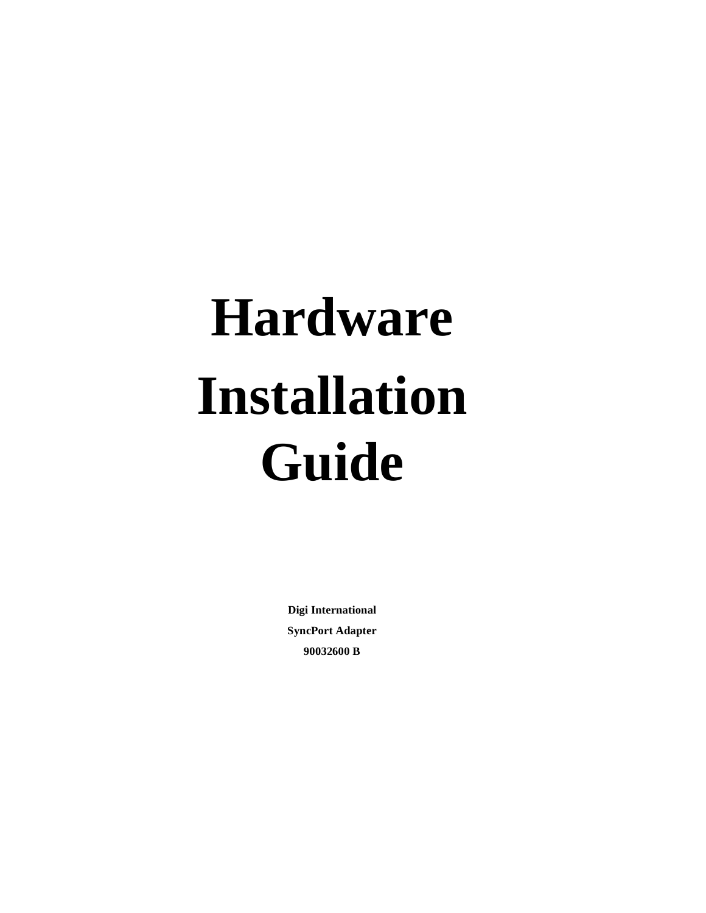# Hardware Installation Guide

**Digi International**

**SyncPort Adapter**

**90032600 B**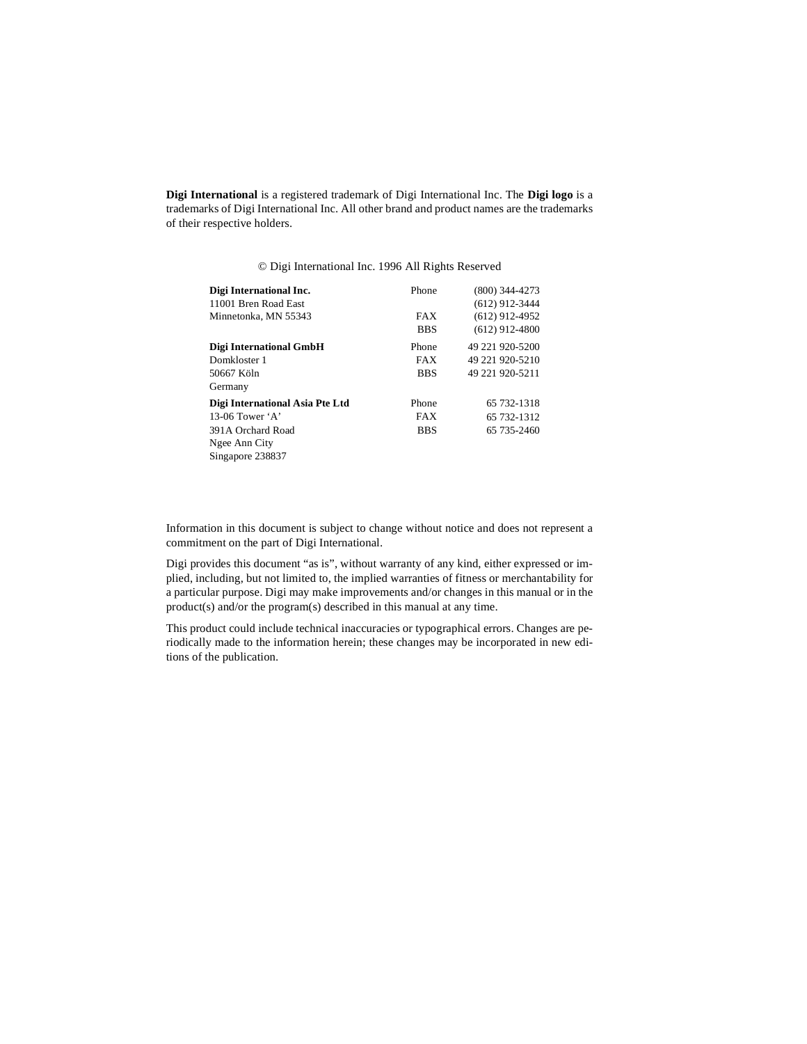**Digi International** is a registered trademark of Digi International Inc. The **Digi logo** is a trademarks of Digi International Inc. All other brand and product names are the trademarks of their respective holders.

© Digi International Inc. 1996 All Rights Reserved

| | | |
|---|---|---|
| **Digi International Inc.** | Phone | (800) 344-4273 |
| 11001 Bren Road East | | (612) 912-3444 |
| Minnetonka, MN 55343 | FAX | (612) 912-4952 |
| | BBS | (612) 912-4800 |
| **Digi International GmbH** | Phone | 49 221 920-5200 |
| Domkloster 1 | FAX | 49 221 920-5210 |
| 50667 Köln | BBS | 49 221 920-5211 |
| Germany | | |
| **Digi International Asia Pte Ltd** | Phone | 65 732-1318 |
| 13-06 Tower ‘A’ | FAX | 65 732-1312 |
| 391A Orchard Road | BBS | 65 735-2460 |
| Ngee Ann City | | |
| Singapore 238837 | | |

Information in this document is subject to change without notice and does not represent a commitment on the part of Digi International.

Digi provides this document “as is”, without warranty of any kind, either expressed or implied, including, but not limited to, the implied warranties of fitness or merchantability for a particular purpose. Digi may make improvements and/or changes in this manual or in the product(s) and/or the program(s) described in this manual at any time.

This product could include technical inaccuracies or typographical errors. Changes are periodically made to the information herein; these changes may be incorporated in new editions of the publication.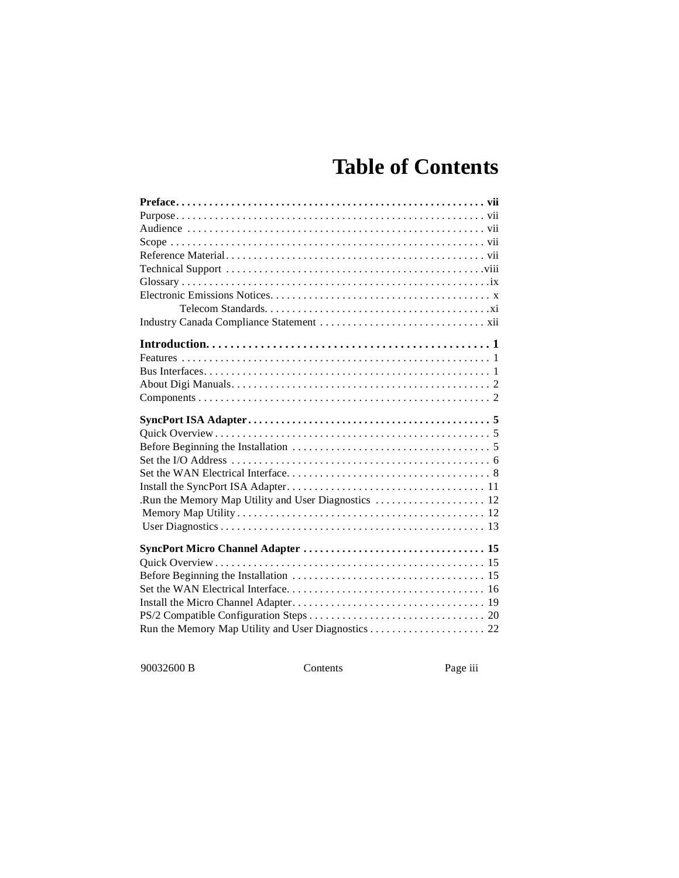# Table of Contents

**Preface . . . . . . . . . . . . . . . . . . . . . . . . . . . . . . . . . . . . . . . . . . . . . . . . . . . . . . vii**
Purpose . . . . . . . . . . . . . . . . . . . . . . . . . . . . . . . . . . . . . . . . . . . . . . . . . . . . . . vii
Audience . . . . . . . . . . . . . . . . . . . . . . . . . . . . . . . . . . . . . . . . . . . . . . . . . . . . . vii
Scope . . . . . . . . . . . . . . . . . . . . . . . . . . . . . . . . . . . . . . . . . . . . . . . . . . . . . . . vii
Reference Material . . . . . . . . . . . . . . . . . . . . . . . . . . . . . . . . . . . . . . . . . . . . . . vii
Technical Support . . . . . . . . . . . . . . . . . . . . . . . . . . . . . . . . . . . . . . . . . . . . . . viii
Glossary . . . . . . . . . . . . . . . . . . . . . . . . . . . . . . . . . . . . . . . . . . . . . . . . . . . . . . ix
Electronic Emissions Notices. . . . . . . . . . . . . . . . . . . . . . . . . . . . . . . . . . . . . . . . x
Telecom Standards. . . . . . . . . . . . . . . . . . . . . . . . . . . . . . . . . . . . . . . . . xi
Industry Canada Compliance Statement . . . . . . . . . . . . . . . . . . . . . . . . . . . . . . xii

**Introduction. . . . . . . . . . . . . . . . . . . . . . . . . . . . . . . . . . . . . . . . . . . . . . . . . 1**
Features . . . . . . . . . . . . . . . . . . . . . . . . . . . . . . . . . . . . . . . . . . . . . . . . . . . . . . 1
Bus Interfaces. . . . . . . . . . . . . . . . . . . . . . . . . . . . . . . . . . . . . . . . . . . . . . . . . . . 1
About Digi Manuals. . . . . . . . . . . . . . . . . . . . . . . . . . . . . . . . . . . . . . . . . . . . . . . 2
Components . . . . . . . . . . . . . . . . . . . . . . . . . . . . . . . . . . . . . . . . . . . . . . . . . . . . 2

**SyncPort ISA Adapter . . . . . . . . . . . . . . . . . . . . . . . . . . . . . . . . . . . . . . . . . . . 5**
Quick Overview . . . . . . . . . . . . . . . . . . . . . . . . . . . . . . . . . . . . . . . . . . . . . . . . . . 5
Before Beginning the Installation . . . . . . . . . . . . . . . . . . . . . . . . . . . . . . . . . . . . 5
Set the I/O Address . . . . . . . . . . . . . . . . . . . . . . . . . . . . . . . . . . . . . . . . . . . . . . . 6
Set the WAN Electrical Interface. . . . . . . . . . . . . . . . . . . . . . . . . . . . . . . . . . . . . 8
Install the SyncPort ISA Adapter. . . . . . . . . . . . . . . . . . . . . . . . . . . . . . . . . . . . 11
.Run the Memory Map Utility and User Diagnostics . . . . . . . . . . . . . . . . . . . . 12
Memory Map Utility . . . . . . . . . . . . . . . . . . . . . . . . . . . . . . . . . . . . . . . . . . . . 12
User Diagnostics . . . . . . . . . . . . . . . . . . . . . . . . . . . . . . . . . . . . . . . . . . . . . . . 13

**SyncPort Micro Channel Adapter . . . . . . . . . . . . . . . . . . . . . . . . . . . . . . . . 15**
Quick Overview . . . . . . . . . . . . . . . . . . . . . . . . . . . . . . . . . . . . . . . . . . . . . . . . . 15
Before Beginning the Installation . . . . . . . . . . . . . . . . . . . . . . . . . . . . . . . . . . . 15
Set the WAN Electrical Interface. . . . . . . . . . . . . . . . . . . . . . . . . . . . . . . . . . . . 16
Install the Micro Channel Adapter. . . . . . . . . . . . . . . . . . . . . . . . . . . . . . . . . . . 19
PS/2 Compatible Configuration Steps . . . . . . . . . . . . . . . . . . . . . . . . . . . . . . . 20
Run the Memory Map Utility and User Diagnostics . . . . . . . . . . . . . . . . . . . . . 22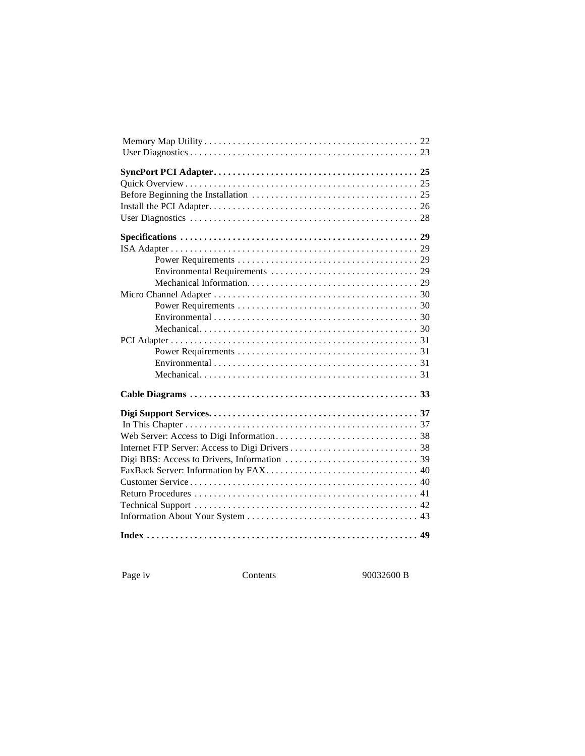Memory Map Utility . . . . . . . . . . . . . . . . . . . . . . . . . . . . . . . . . . . . . . . . . . . . . 22
User Diagnostics . . . . . . . . . . . . . . . . . . . . . . . . . . . . . . . . . . . . . . . . . . . . . . . 23

**SyncPort PCI Adapter. . . . . . . . . . . . . . . . . . . . . . . . . . . . . . . . . . . . . . . . . . 25**
Quick Overview . . . . . . . . . . . . . . . . . . . . . . . . . . . . . . . . . . . . . . . . . . . . . . . . 25
Before Beginning the Installation . . . . . . . . . . . . . . . . . . . . . . . . . . . . . . . . . . 25
Install the PCI Adapter. . . . . . . . . . . . . . . . . . . . . . . . . . . . . . . . . . . . . . . . . . . 26
User Diagnostics . . . . . . . . . . . . . . . . . . . . . . . . . . . . . . . . . . . . . . . . . . . . . . . 28

**Specifications . . . . . . . . . . . . . . . . . . . . . . . . . . . . . . . . . . . . . . . . . . . . . . . . . 29**
ISA Adapter . . . . . . . . . . . . . . . . . . . . . . . . . . . . . . . . . . . . . . . . . . . . . . . . . . . 29
Power Requirements . . . . . . . . . . . . . . . . . . . . . . . . . . . . . . . . . . . . . 29
Environmental Requirements . . . . . . . . . . . . . . . . . . . . . . . . . . . . . . 29
Mechanical Information. . . . . . . . . . . . . . . . . . . . . . . . . . . . . . . . . . . 29
Micro Channel Adapter . . . . . . . . . . . . . . . . . . . . . . . . . . . . . . . . . . . . . . . . . . 30
Power Requirements . . . . . . . . . . . . . . . . . . . . . . . . . . . . . . . . . . . . . 30
Environmental . . . . . . . . . . . . . . . . . . . . . . . . . . . . . . . . . . . . . . . . . . 30
Mechanical. . . . . . . . . . . . . . . . . . . . . . . . . . . . . . . . . . . . . . . . . . . . . 30
PCI Adapter . . . . . . . . . . . . . . . . . . . . . . . . . . . . . . . . . . . . . . . . . . . . . . . . . . . 31
Power Requirements . . . . . . . . . . . . . . . . . . . . . . . . . . . . . . . . . . . . . 31
Environmental . . . . . . . . . . . . . . . . . . . . . . . . . . . . . . . . . . . . . . . . . . 31
Mechanical. . . . . . . . . . . . . . . . . . . . . . . . . . . . . . . . . . . . . . . . . . . . . 31

**Cable Diagrams . . . . . . . . . . . . . . . . . . . . . . . . . . . . . . . . . . . . . . . . . . . . . . . 33**

**Digi Support Services. . . . . . . . . . . . . . . . . . . . . . . . . . . . . . . . . . . . . . . . . . . 37**
In This Chapter . . . . . . . . . . . . . . . . . . . . . . . . . . . . . . . . . . . . . . . . . . . . . . . . 37
Web Server: Access to Digi Information. . . . . . . . . . . . . . . . . . . . . . . . . . . . . 38
Internet FTP Server: Access to Digi Drivers . . . . . . . . . . . . . . . . . . . . . . . . . . 38
Digi BBS: Access to Drivers, Information . . . . . . . . . . . . . . . . . . . . . . . . . . . 39
FaxBack Server: Information by FAX. . . . . . . . . . . . . . . . . . . . . . . . . . . . . . . 40
Customer Service . . . . . . . . . . . . . . . . . . . . . . . . . . . . . . . . . . . . . . . . . . . . . . . 40
Return Procedures . . . . . . . . . . . . . . . . . . . . . . . . . . . . . . . . . . . . . . . . . . . . . . 41
Technical Support . . . . . . . . . . . . . . . . . . . . . . . . . . . . . . . . . . . . . . . . . . . . . . 42
Information About Your System . . . . . . . . . . . . . . . . . . . . . . . . . . . . . . . . . . . 43

**Index . . . . . . . . . . . . . . . . . . . . . . . . . . . . . . . . . . . . . . . . . . . . . . . . . . . . . . . 49**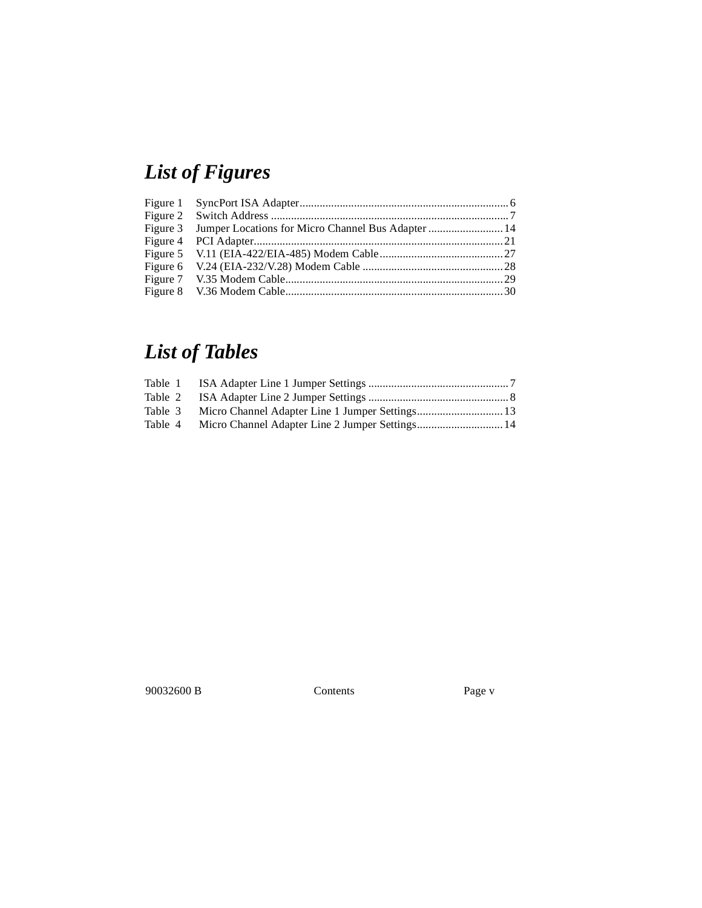# *List of Figures*

Figure 1 SyncPort ISA Adapter........................................................................6
Figure 2 Switch Address ..................................................................................7
Figure 3 Jumper Locations for Micro Channel Bus Adapter ..........................14
Figure 4 PCI Adapter......................................................................................21
Figure 5 V.11 (EIA-422/EIA-485) Modem Cable...........................................27
Figure 6 V.24 (EIA-232/V.28) Modem Cable .................................................28
Figure 7 V.35 Modem Cable...........................................................................29
Figure 8 V.36 Modem Cable...........................................................................30

# *List of Tables*

Table 1 ISA Adapter Line 1 Jumper Settings .................................................7
Table 2 ISA Adapter Line 2 Jumper Settings .................................................8
Table 3 Micro Channel Adapter Line 1 Jumper Settings..............................13
Table 4 Micro Channel Adapter Line 2 Jumper Settings..............................14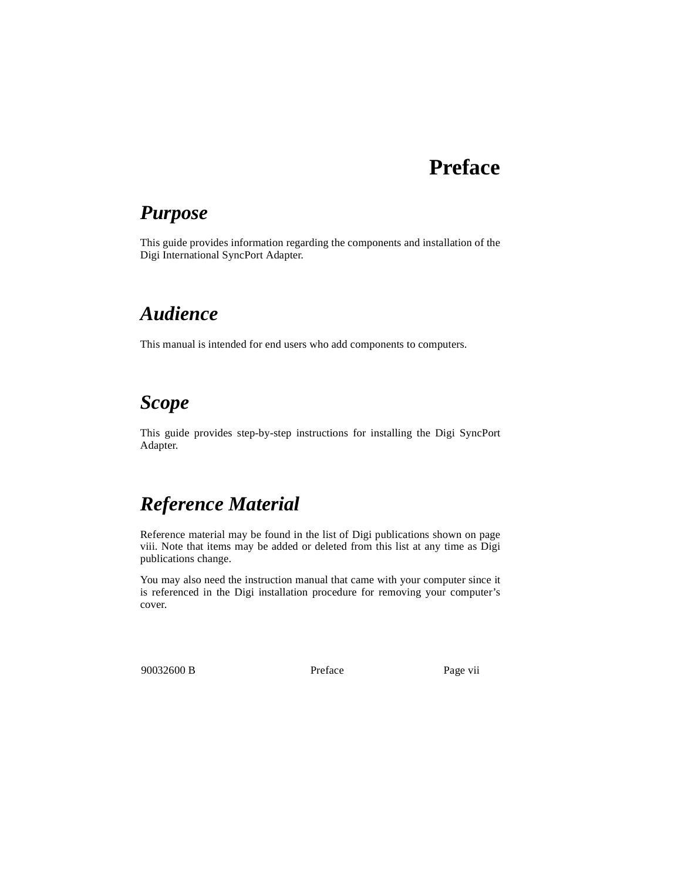# Preface

## *Purpose*

This guide provides information regarding the components and installation of the Digi International SyncPort Adapter.

## *Audience*

This manual is intended for end users who add components to computers.

## *Scope*

This guide provides step-by-step instructions for installing the Digi SyncPort Adapter.

## *Reference Material*

Reference material may be found in the list of Digi publications shown on page viii. Note that items may be added or deleted from this list at any time as Digi publications change.

You may also need the instruction manual that came with your computer since it is referenced in the Digi installation procedure for removing your computer's cover.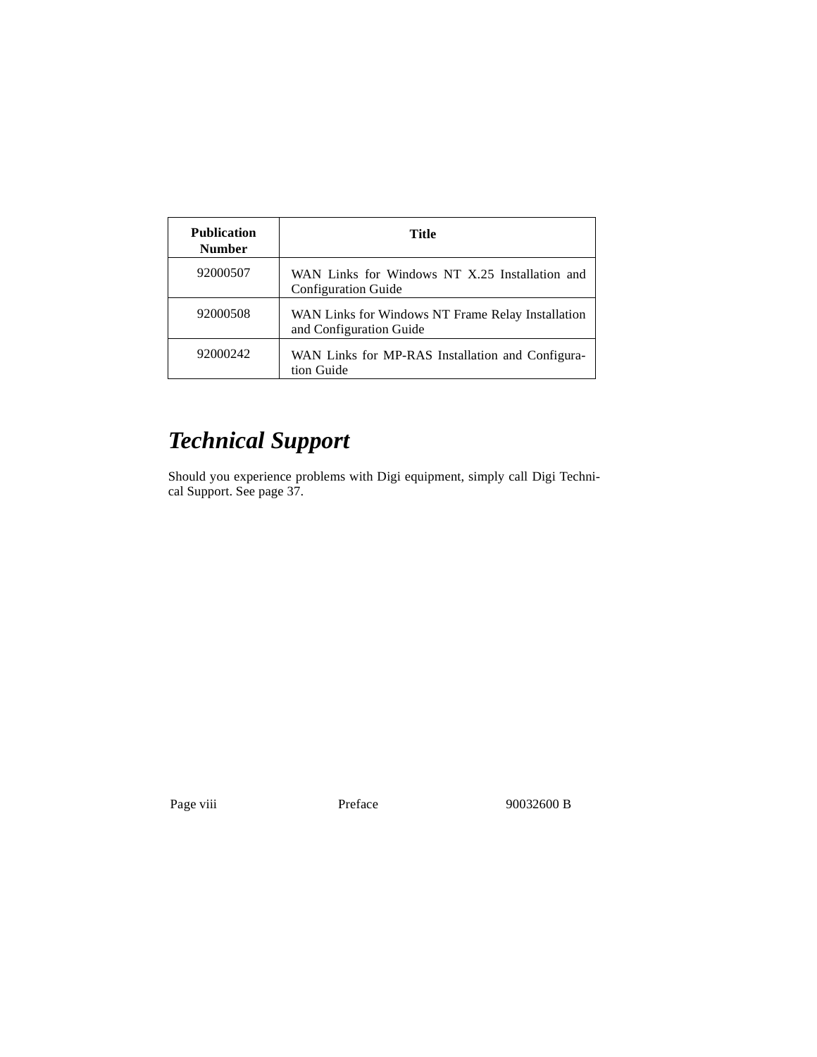| Publication Number | Title |
|---|---|
| 92000507 | WAN Links for Windows NT X.25 Installation and Configuration Guide |
| 92000508 | WAN Links for Windows NT Frame Relay Installation and Configuration Guide |
| 92000242 | WAN Links for MP-RAS Installation and Configuration Guide |

## *Technical Support*

Should you experience problems with Digi equipment, simply call Digi Technical Support. See page 37.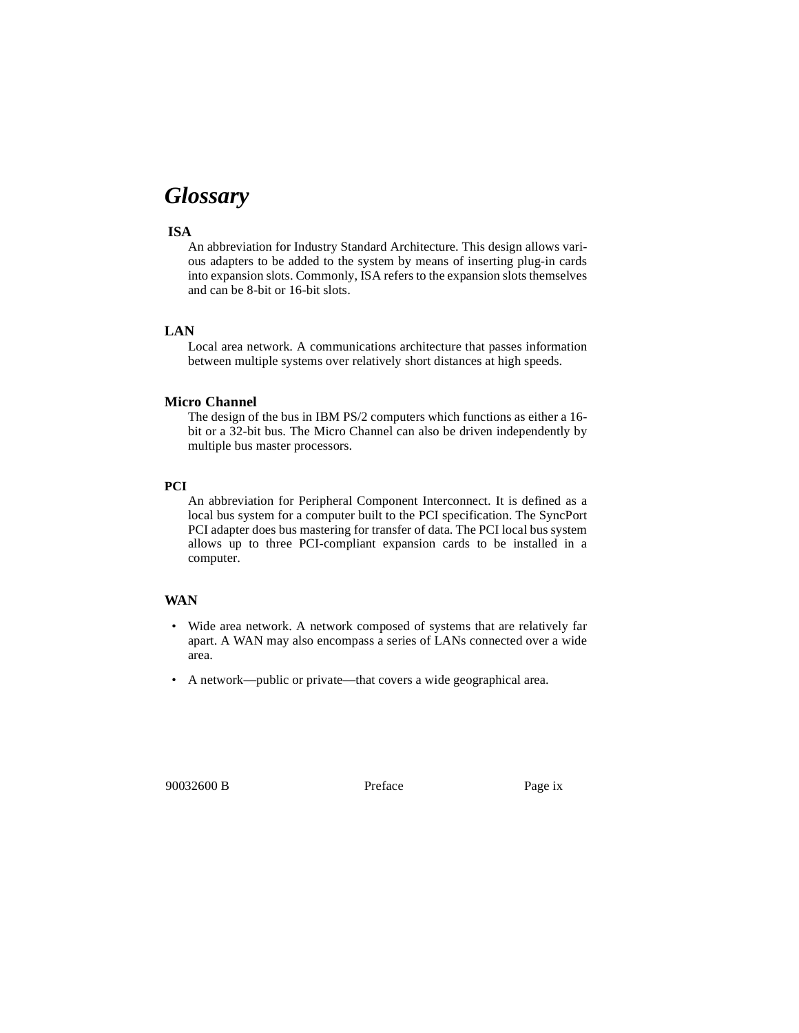# Glossary

**ISA**

An abbreviation for Industry Standard Architecture. This design allows various adapters to be added to the system by means of inserting plug-in cards into expansion slots. Commonly, ISA refers to the expansion slots themselves and can be 8-bit or 16-bit slots.

**LAN**

Local area network. A communications architecture that passes information between multiple systems over relatively short distances at high speeds.

**Micro Channel**

The design of the bus in IBM PS/2 computers which functions as either a 16-bit or a 32-bit bus. The Micro Channel can also be driven independently by multiple bus master processors.

**PCI**

An abbreviation for Peripheral Component Interconnect. It is defined as a local bus system for a computer built to the PCI specification. The SyncPort PCI adapter does bus mastering for transfer of data. The PCI local bus system allows up to three PCI-compliant expansion cards to be installed in a computer.

**WAN**

- Wide area network. A network composed of systems that are relatively far apart. A WAN may also encompass a series of LANs connected over a wide area.
- A network—public or private—that covers a wide geographical area.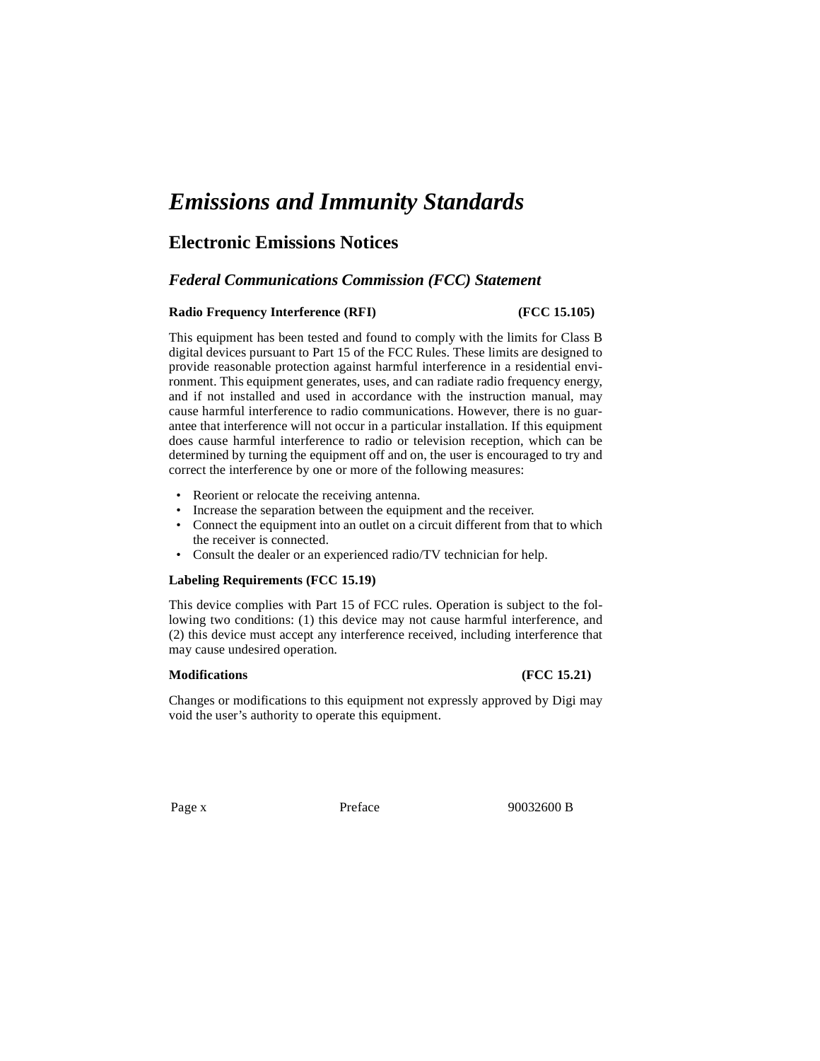# *Emissions and Immunity Standards*

## Electronic Emissions Notices

### *Federal Communications Commission (FCC) Statement*

**Radio Frequency Interference (RFI) (FCC 15.105)**

This equipment has been tested and found to comply with the limits for Class B digital devices pursuant to Part 15 of the FCC Rules. These limits are designed to provide reasonable protection against harmful interference in a residential environment. This equipment generates, uses, and can radiate radio frequency energy, and if not installed and used in accordance with the instruction manual, may cause harmful interference to radio communications. However, there is no guarantee that interference will not occur in a particular installation. If this equipment does cause harmful interference to radio or television reception, which can be determined by turning the equipment off and on, the user is encouraged to try and correct the interference by one or more of the following measures:

- Reorient or relocate the receiving antenna.
- Increase the separation between the equipment and the receiver.
- Connect the equipment into an outlet on a circuit different from that to which the receiver is connected.
- Consult the dealer or an experienced radio/TV technician for help.

**Labeling Requirements (FCC 15.19)**

This device complies with Part 15 of FCC rules. Operation is subject to the following two conditions: (1) this device may not cause harmful interference, and (2) this device must accept any interference received, including interference that may cause undesired operation.

**Modifications (FCC 15.21)**

Changes or modifications to this equipment not expressly approved by Digi may void the user's authority to operate this equipment.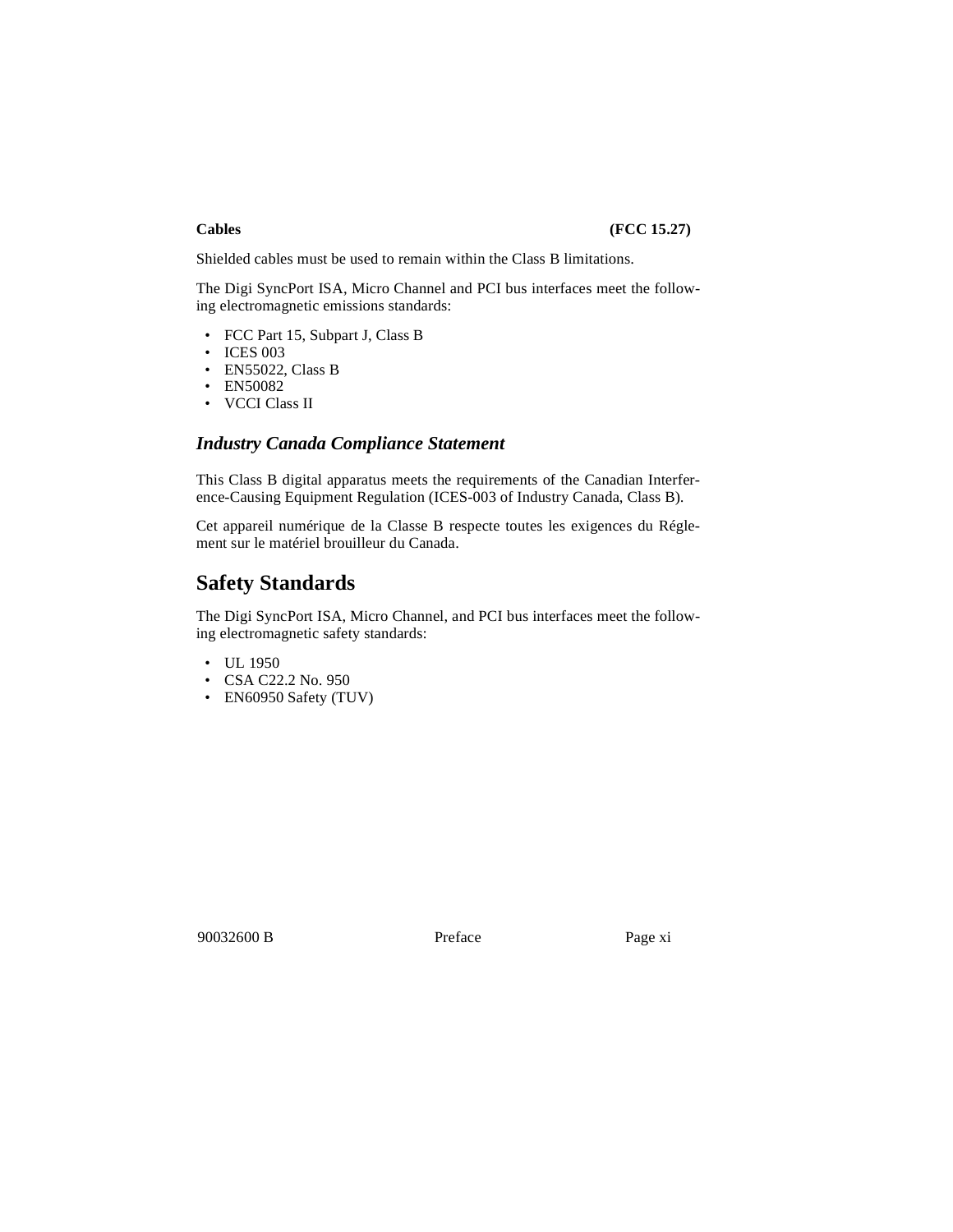**Cables (FCC 15.27)**

Shielded cables must be used to remain within the Class B limitations.

The Digi SyncPort ISA, Micro Channel and PCI bus interfaces meet the following electromagnetic emissions standards:

- FCC Part 15, Subpart J, Class B
- ICES 003
- EN55022, Class B
- EN50082
- VCCI Class II

### *Industry Canada Compliance Statement*

This Class B digital apparatus meets the requirements of the Canadian Interference-Causing Equipment Regulation (ICES-003 of Industry Canada, Class B).

Cet appareil numérique de la Classe B respecte toutes les exigences du Réglement sur le matériel brouilleur du Canada.

## Safety Standards

The Digi SyncPort ISA, Micro Channel, and PCI bus interfaces meet the following electromagnetic safety standards:

- UL 1950
- CSA C22.2 No. 950
- EN60950 Safety (TUV)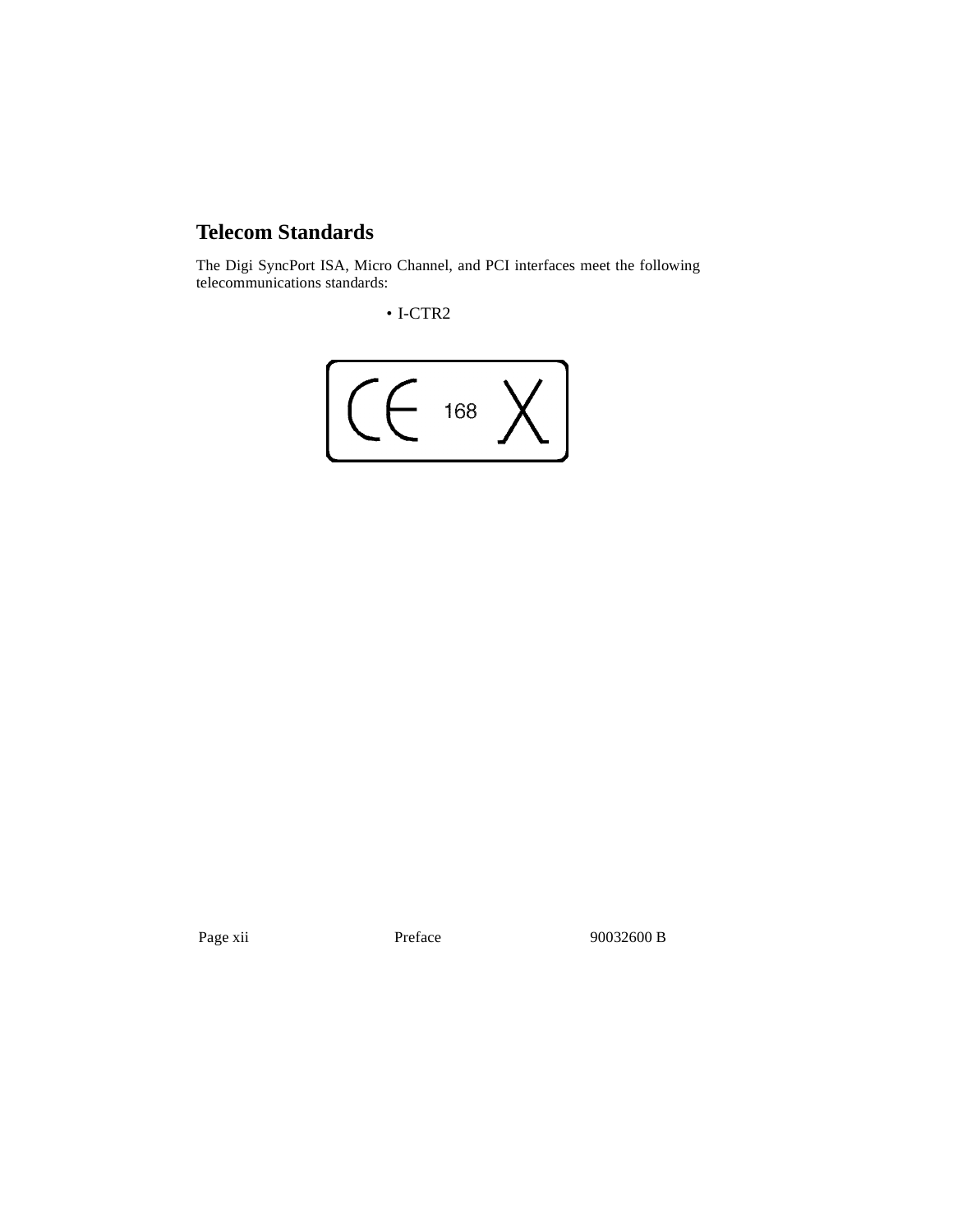## Telecom Standards

The Digi SyncPort ISA, Micro Channel, and PCI interfaces meet the following telecommunications standards:

- I-CTR2

CE 168 X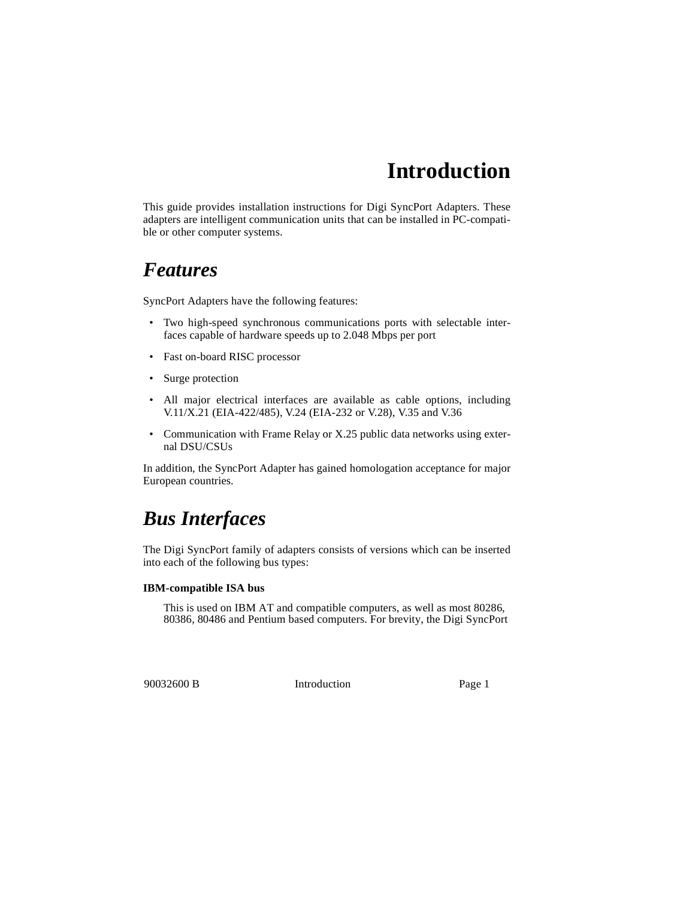# Introduction

This guide provides installation instructions for Digi SyncPort Adapters. These adapters are intelligent communication units that can be installed in PC-compatible or other computer systems.

## *Features*

SyncPort Adapters have the following features:

- Two high-speed synchronous communications ports with selectable interfaces capable of hardware speeds up to 2.048 Mbps per port
- Fast on-board RISC processor
- Surge protection
- All major electrical interfaces are available as cable options, including V.11/X.21 (EIA-422/485), V.24 (EIA-232 or V.28), V.35 and V.36
- Communication with Frame Relay or X.25 public data networks using external DSU/CSUs

In addition, the SyncPort Adapter has gained homologation acceptance for major European countries.

## *Bus Interfaces*

The Digi SyncPort family of adapters consists of versions which can be inserted into each of the following bus types:

**IBM-compatible ISA bus**

This is used on IBM AT and compatible computers, as well as most 80286, 80386, 80486 and Pentium based computers. For brevity, the Digi SyncPort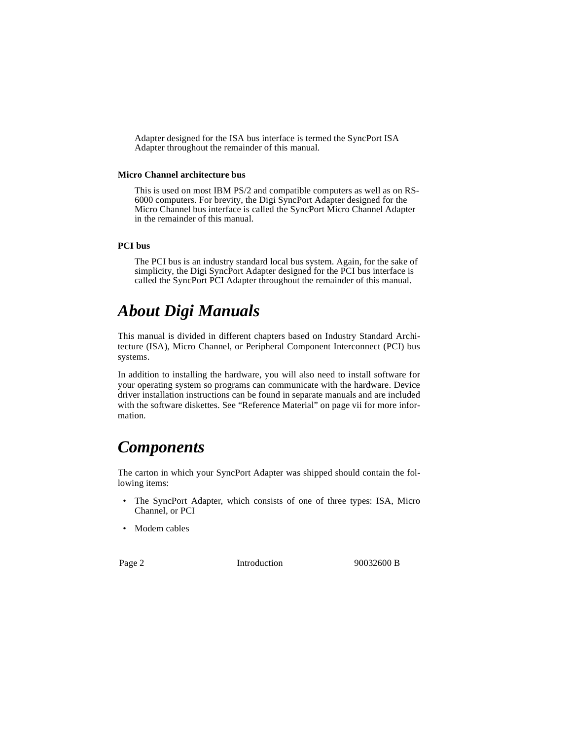Adapter designed for the ISA bus interface is termed the SyncPort ISA Adapter throughout the remainder of this manual.

**Micro Channel architecture bus**

This is used on most IBM PS/2 and compatible computers as well as on RS-6000 computers. For brevity, the Digi SyncPort Adapter designed for the Micro Channel bus interface is called the SyncPort Micro Channel Adapter in the remainder of this manual.

**PCI bus**

The PCI bus is an industry standard local bus system. Again, for the sake of simplicity, the Digi SyncPort Adapter designed for the PCI bus interface is called the SyncPort PCI Adapter throughout the remainder of this manual.

## *About Digi Manuals*

This manual is divided in different chapters based on Industry Standard Architecture (ISA), Micro Channel, or Peripheral Component Interconnect (PCI) bus systems.

In addition to installing the hardware, you will also need to install software for your operating system so programs can communicate with the hardware. Device driver installation instructions can be found in separate manuals and are included with the software diskettes. See "Reference Material" on page vii for more information.

## *Components*

The carton in which your SyncPort Adapter was shipped should contain the following items:

- The SyncPort Adapter, which consists of one of three types: ISA, Micro Channel, or PCI
- Modem cables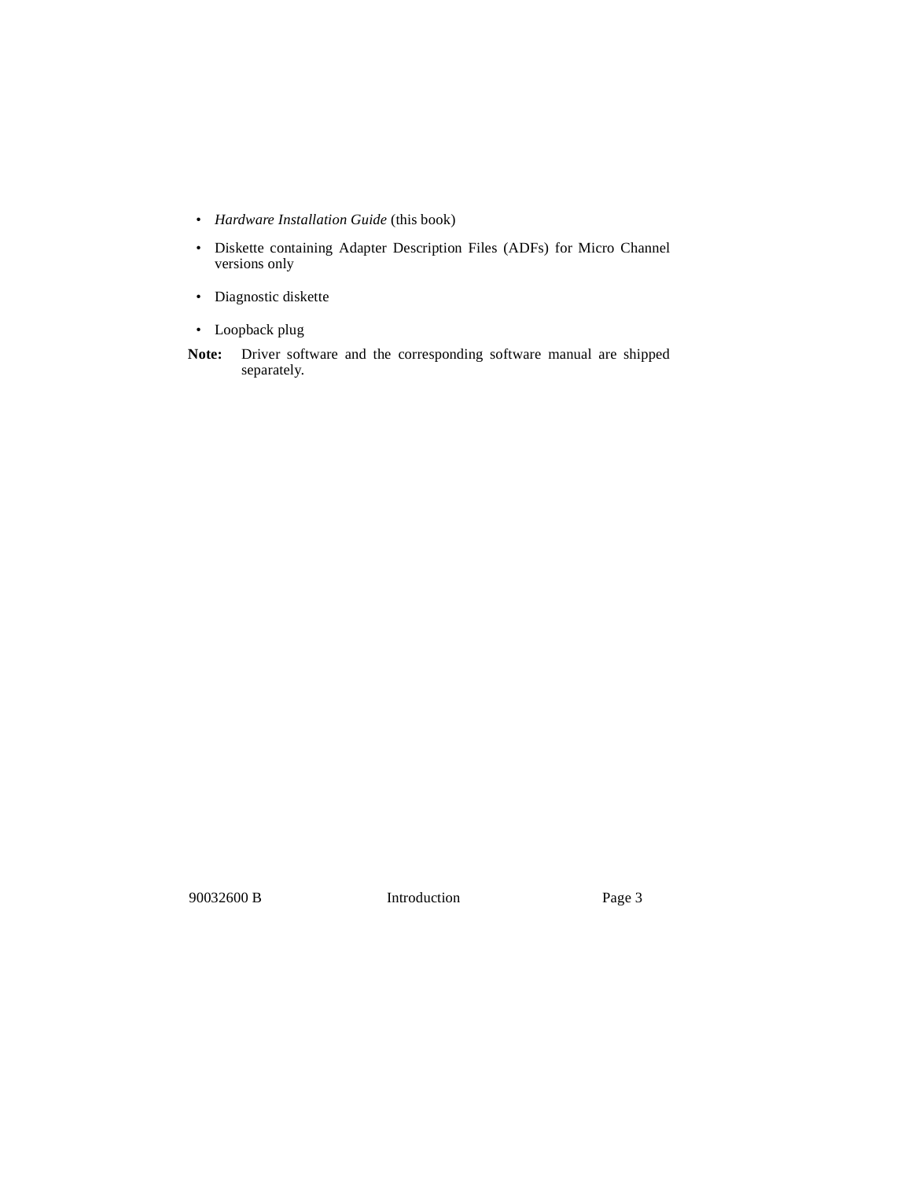- *Hardware Installation Guide* (this book)
- Diskette containing Adapter Description Files (ADFs) for Micro Channel versions only
- Diagnostic diskette
- Loopback plug

**Note:** Driver software and the corresponding software manual are shipped separately.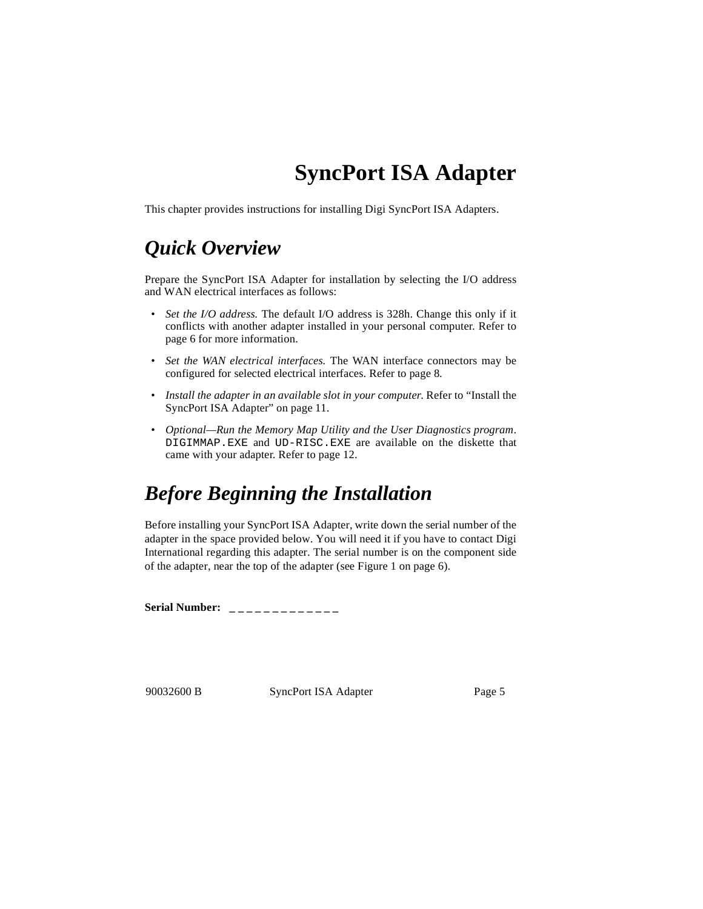# SyncPort ISA Adapter

This chapter provides instructions for installing Digi SyncPort ISA Adapters.

## Quick Overview

Prepare the SyncPort ISA Adapter for installation by selecting the I/O address and WAN electrical interfaces as follows:

- *Set the I/O address.* The default I/O address is 328h. Change this only if it conflicts with another adapter installed in your personal computer. Refer to page 6 for more information.
- *Set the WAN electrical interfaces.* The WAN interface connectors may be configured for selected electrical interfaces. Refer to page 8.
- *Install the adapter in an available slot in your computer.* Refer to “Install the SyncPort ISA Adapter” on page 11.
- *Optional—Run the Memory Map Utility and the User Diagnostics program*. `DIGIMMAP.EXE` and `UD-RISC.EXE` are available on the diskette that came with your adapter. Refer to page 12.

## Before Beginning the Installation

Before installing your SyncPort ISA Adapter, write down the serial number of the adapter in the space provided below. You will need it if you have to contact Digi International regarding this adapter. The serial number is on the component side of the adapter, near the top of the adapter (see Figure 1 on page 6).

**Serial Number:** _____________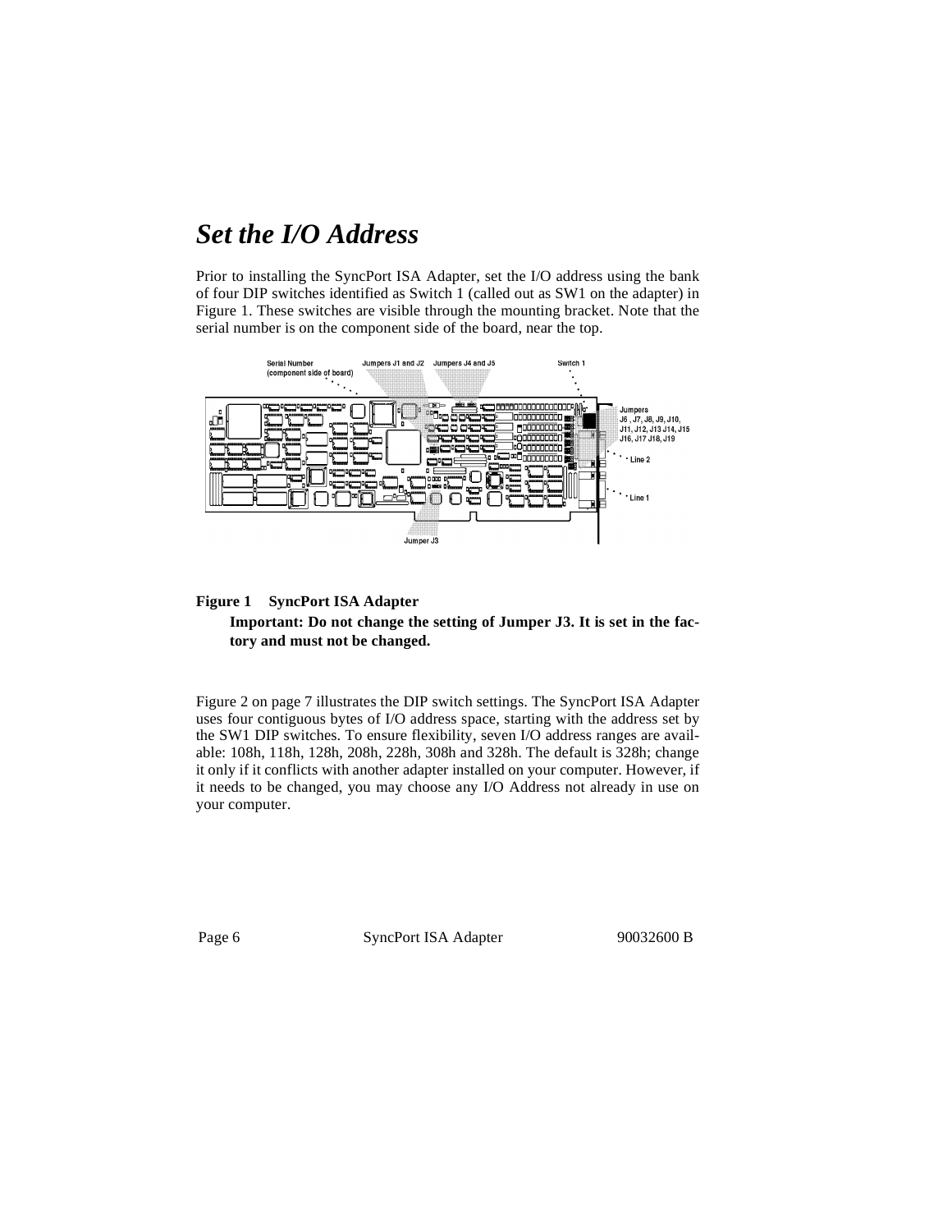# *Set the I/O Address*

Prior to installing the SyncPort ISA Adapter, set the I/O address using the bank of four DIP switches identified as Switch 1 (called out as SW1 on the adapter) in Figure 1. These switches are visible through the mounting bracket. Note that the serial number is on the component side of the board, near the top.

**Figure 1 SyncPort ISA Adapter**

**Important: Do not change the setting of Jumper J3. It is set in the factory and must not be changed.**

Figure 2 on page 7 illustrates the DIP switch settings. The SyncPort ISA Adapter uses four contiguous bytes of I/O address space, starting with the address set by the SW1 DIP switches. To ensure flexibility, seven I/O address ranges are available: 108h, 118h, 128h, 208h, 228h, 308h and 328h. The default is 328h; change it only if it conflicts with another adapter installed on your computer. However, if it needs to be changed, you may choose any I/O Address not already in use on your computer.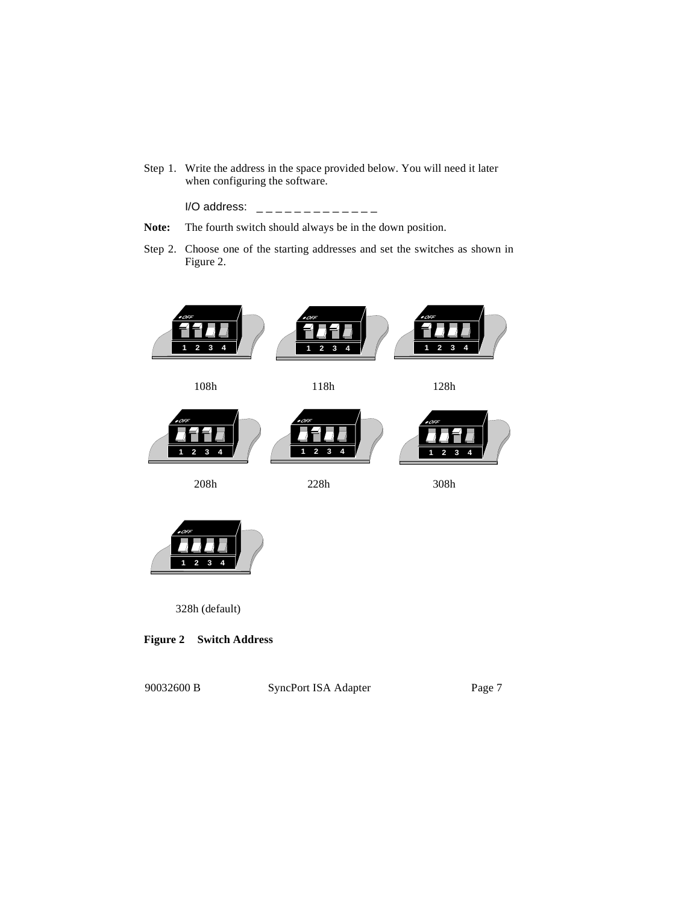Step 1. Write the address in the space provided below. You will need it later when configuring the software.

I/O address: _ _ _ _ _ _ _ _ _ _ _ _ _

**Note:** The fourth switch should always be in the down position.

Step 2. Choose one of the starting addresses and set the switches as shown in Figure 2.

108h

118h

128h

208h

228h

308h

328h (default)

**Figure 2 Switch Address**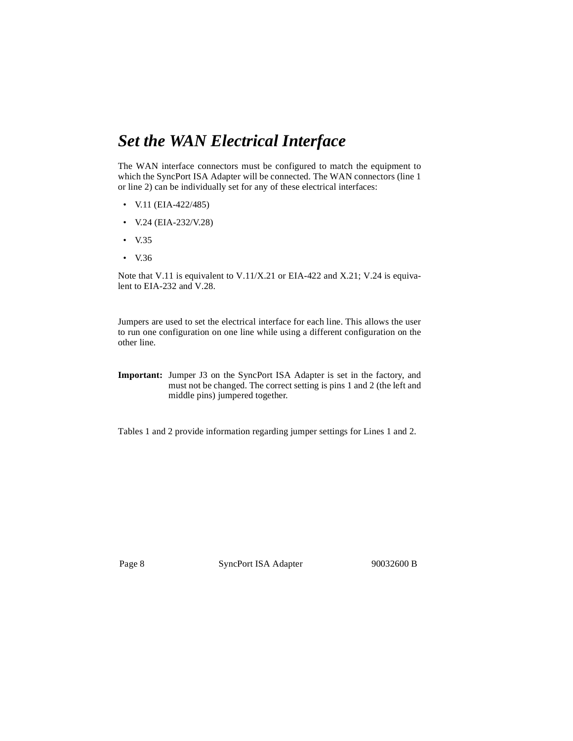# *Set the WAN Electrical Interface*

The WAN interface connectors must be configured to match the equipment to which the SyncPort ISA Adapter will be connected. The WAN connectors (line 1 or line 2) can be individually set for any of these electrical interfaces:

- V.11 (EIA-422/485)
- V.24 (EIA-232/V.28)
- V.35
- V.36

Note that V.11 is equivalent to V.11/X.21 or EIA-422 and X.21; V.24 is equivalent to EIA-232 and V.28.

Jumpers are used to set the electrical interface for each line. This allows the user to run one configuration on one line while using a different configuration on the other line.

**Important:** Jumper J3 on the SyncPort ISA Adapter is set in the factory, and must not be changed. The correct setting is pins 1 and 2 (the left and middle pins) jumpered together.

Tables 1 and 2 provide information regarding jumper settings for Lines 1 and 2.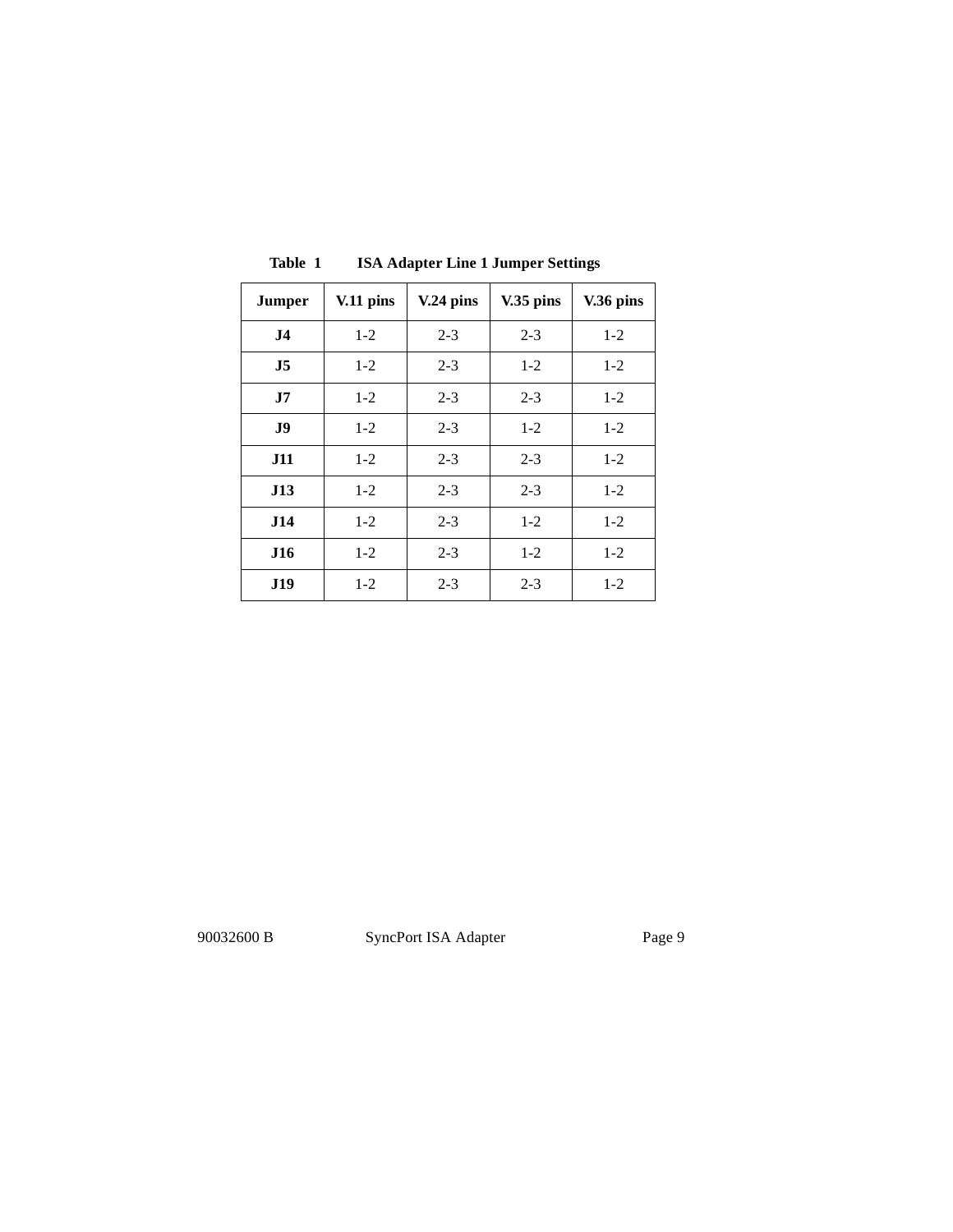**Table 1 ISA Adapter Line 1 Jumper Settings**

| Jumper | V.11 pins | V.24 pins | V.35 pins | V.36 pins |
|---|---|---|---|---|
| **J4** | 1-2 | 2-3 | 2-3 | 1-2 |
| **J5** | 1-2 | 2-3 | 1-2 | 1-2 |
| **J7** | 1-2 | 2-3 | 2-3 | 1-2 |
| **J9** | 1-2 | 2-3 | 1-2 | 1-2 |
| **J11** | 1-2 | 2-3 | 2-3 | 1-2 |
| **J13** | 1-2 | 2-3 | 2-3 | 1-2 |
| **J14** | 1-2 | 2-3 | 1-2 | 1-2 |
| **J16** | 1-2 | 2-3 | 1-2 | 1-2 |
| **J19** | 1-2 | 2-3 | 2-3 | 1-2 |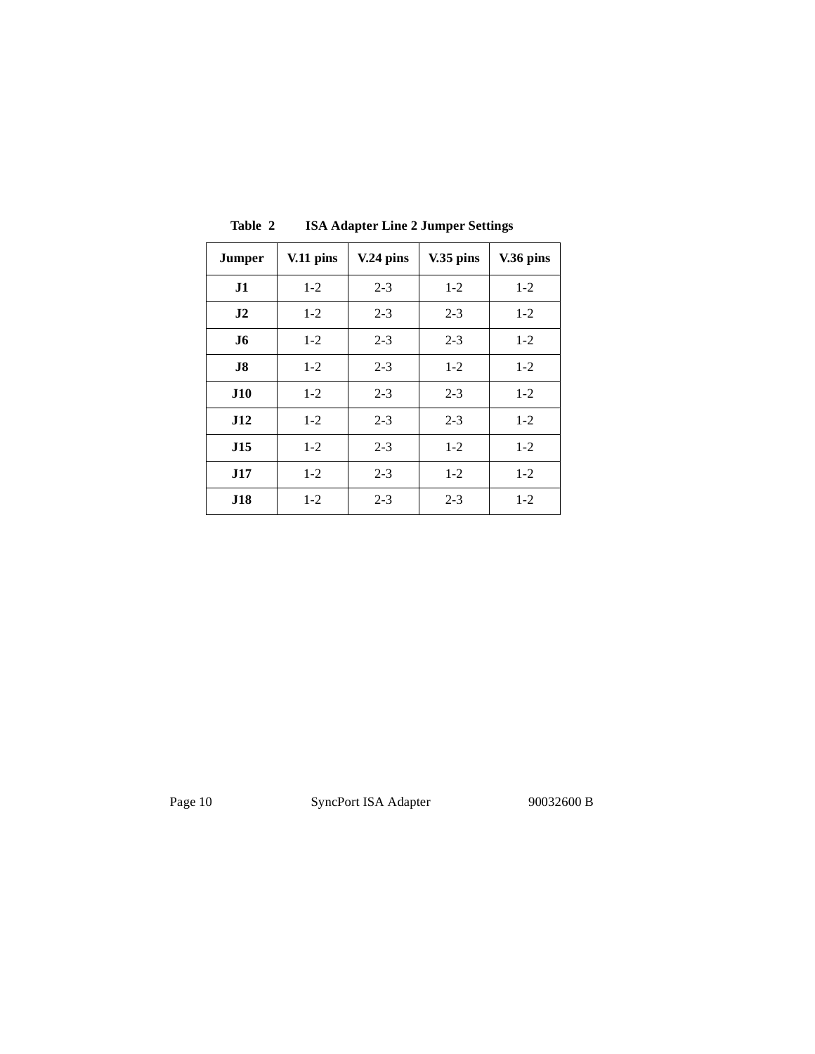**Table 2 ISA Adapter Line 2 Jumper Settings**

| Jumper | V.11 pins | V.24 pins | V.35 pins | V.36 pins |
|---|---|---|---|---|
| **J1** | 1-2 | 2-3 | 1-2 | 1-2 |
| **J2** | 1-2 | 2-3 | 2-3 | 1-2 |
| **J6** | 1-2 | 2-3 | 2-3 | 1-2 |
| **J8** | 1-2 | 2-3 | 1-2 | 1-2 |
| **J10** | 1-2 | 2-3 | 2-3 | 1-2 |
| **J12** | 1-2 | 2-3 | 2-3 | 1-2 |
| **J15** | 1-2 | 2-3 | 1-2 | 1-2 |
| **J17** | 1-2 | 2-3 | 1-2 | 1-2 |
| **J18** | 1-2 | 2-3 | 2-3 | 1-2 |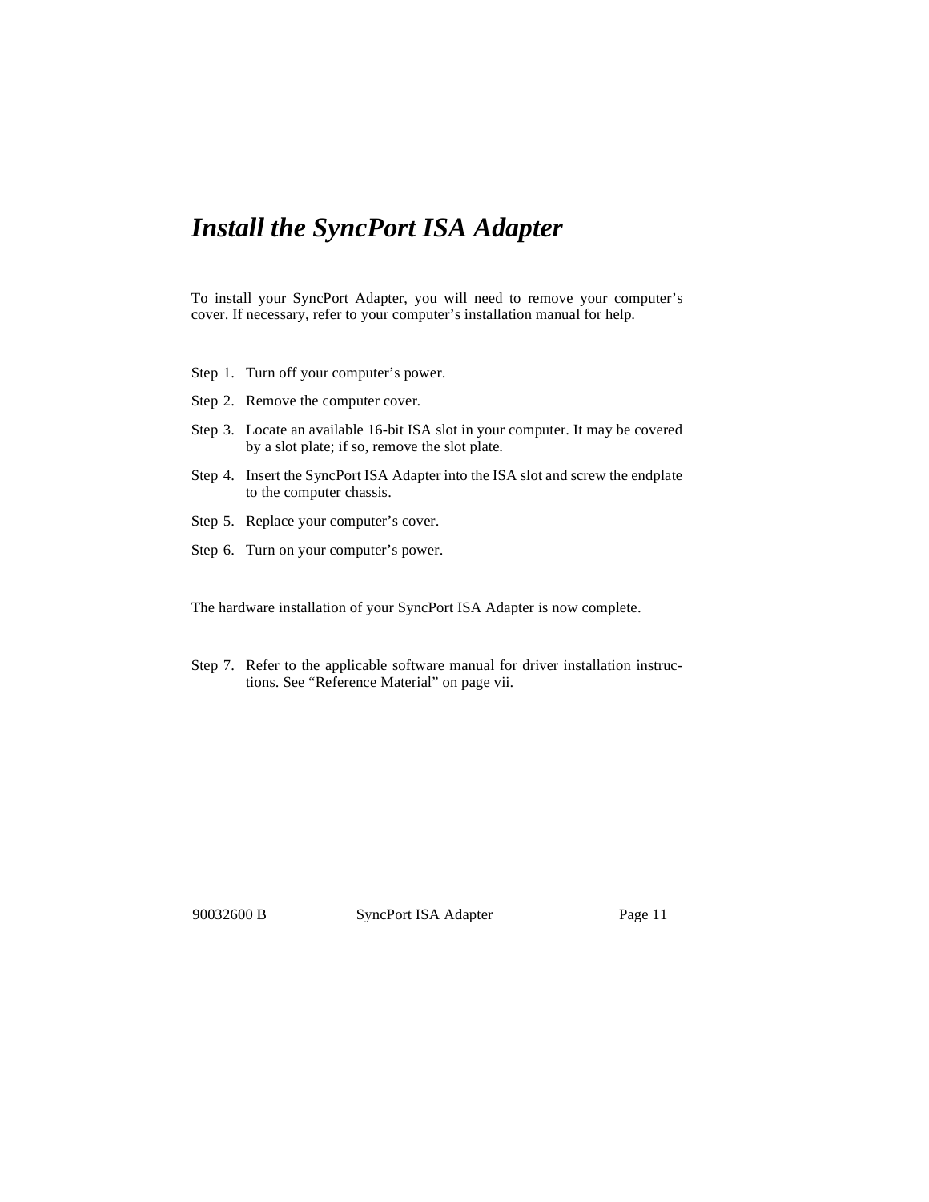# *Install the SyncPort ISA Adapter*

To install your SyncPort Adapter, you will need to remove your computer's cover. If necessary, refer to your computer's installation manual for help.

Step 1. Turn off your computer's power.

Step 2. Remove the computer cover.

Step 3. Locate an available 16-bit ISA slot in your computer. It may be covered by a slot plate; if so, remove the slot plate.

Step 4. Insert the SyncPort ISA Adapter into the ISA slot and screw the endplate to the computer chassis.

Step 5. Replace your computer's cover.

Step 6. Turn on your computer's power.

The hardware installation of your SyncPort ISA Adapter is now complete.

Step 7. Refer to the applicable software manual for driver installation instructions. See "Reference Material" on page vii.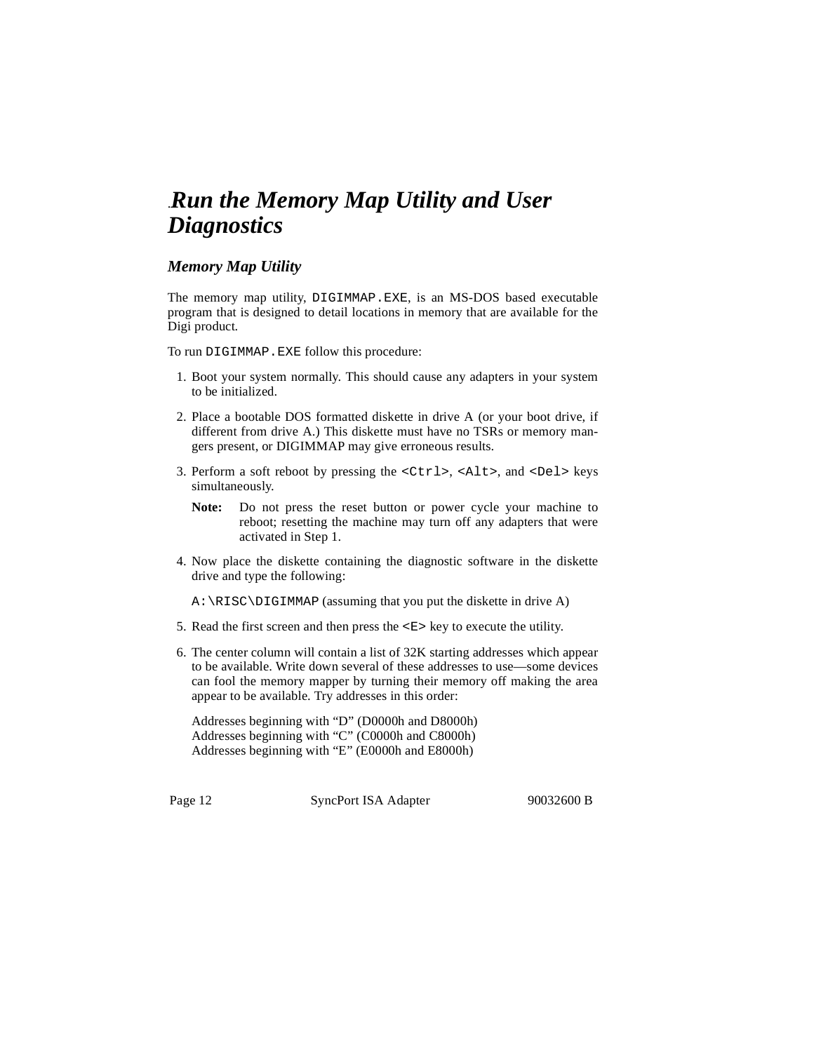# Run the Memory Map Utility and User Diagnostics

## Memory Map Utility

The memory map utility, `DIGIMMAP.EXE`, is an MS-DOS based executable program that is designed to detail locations in memory that are available for the Digi product.

To run `DIGIMMAP.EXE` follow this procedure:

1. Boot your system normally. This should cause any adapters in your system to be initialized.
2. Place a bootable DOS formatted diskette in drive A (or your boot drive, if different from drive A.) This diskette must have no TSRs or memory mangers present, or DIGIMMAP may give erroneous results.
3. Perform a soft reboot by pressing the `<Ctrl>`, `<Alt>`, and `<Del>` keys simultaneously.

   **Note:** Do not press the reset button or power cycle your machine to reboot; resetting the machine may turn off any adapters that were activated in Step 1.

4. Now place the diskette containing the diagnostic software in the diskette drive and type the following:

   `A:\RISC\DIGIMMAP` (assuming that you put the diskette in drive A)

5. Read the first screen and then press the `<E>` key to execute the utility.
6. The center column will contain a list of 32K starting addresses which appear to be available. Write down several of these addresses to use—some devices can fool the memory mapper by turning their memory off making the area appear to be available. Try addresses in this order:

   Addresses beginning with “D” (D0000h and D8000h)
   Addresses beginning with “C” (C0000h and C8000h)
   Addresses beginning with “E” (E0000h and E8000h)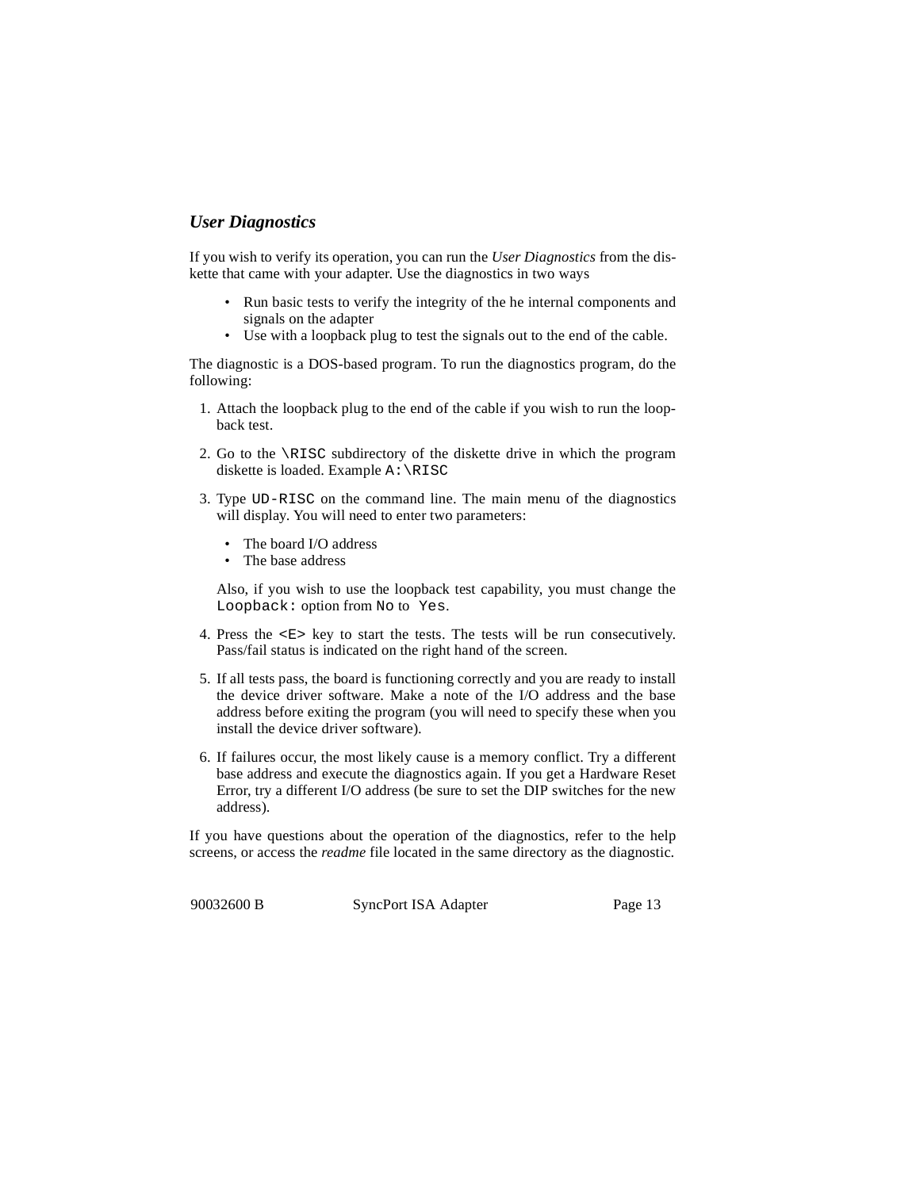### *User Diagnostics*

If you wish to verify its operation, you can run the *User Diagnostics* from the diskette that came with your adapter. Use the diagnostics in two ways

- Run basic tests to verify the integrity of the he internal components and signals on the adapter
- Use with a loopback plug to test the signals out to the end of the cable.

The diagnostic is a DOS-based program. To run the diagnostics program, do the following:

1. Attach the loopback plug to the end of the cable if you wish to run the loopback test.

2. Go to the `\RISC` subdirectory of the diskette drive in which the program diskette is loaded. Example `A:\RISC`

3. Type `UD-RISC` on the command line. The main menu of the diagnostics will display. You will need to enter two parameters:

   - The board I/O address
   - The base address

   Also, if you wish to use the loopback test capability, you must change the `Loopback:` option from `No` to `Yes`.

4. Press the `<E>` key to start the tests. The tests will be run consecutively. Pass/fail status is indicated on the right hand of the screen.

5. If all tests pass, the board is functioning correctly and you are ready to install the device driver software. Make a note of the I/O address and the base address before exiting the program (you will need to specify these when you install the device driver software).

6. If failures occur, the most likely cause is a memory conflict. Try a different base address and execute the diagnostics again. If you get a Hardware Reset Error, try a different I/O address (be sure to set the DIP switches for the new address).

If you have questions about the operation of the diagnostics, refer to the help screens, or access the *readme* file located in the same directory as the diagnostic.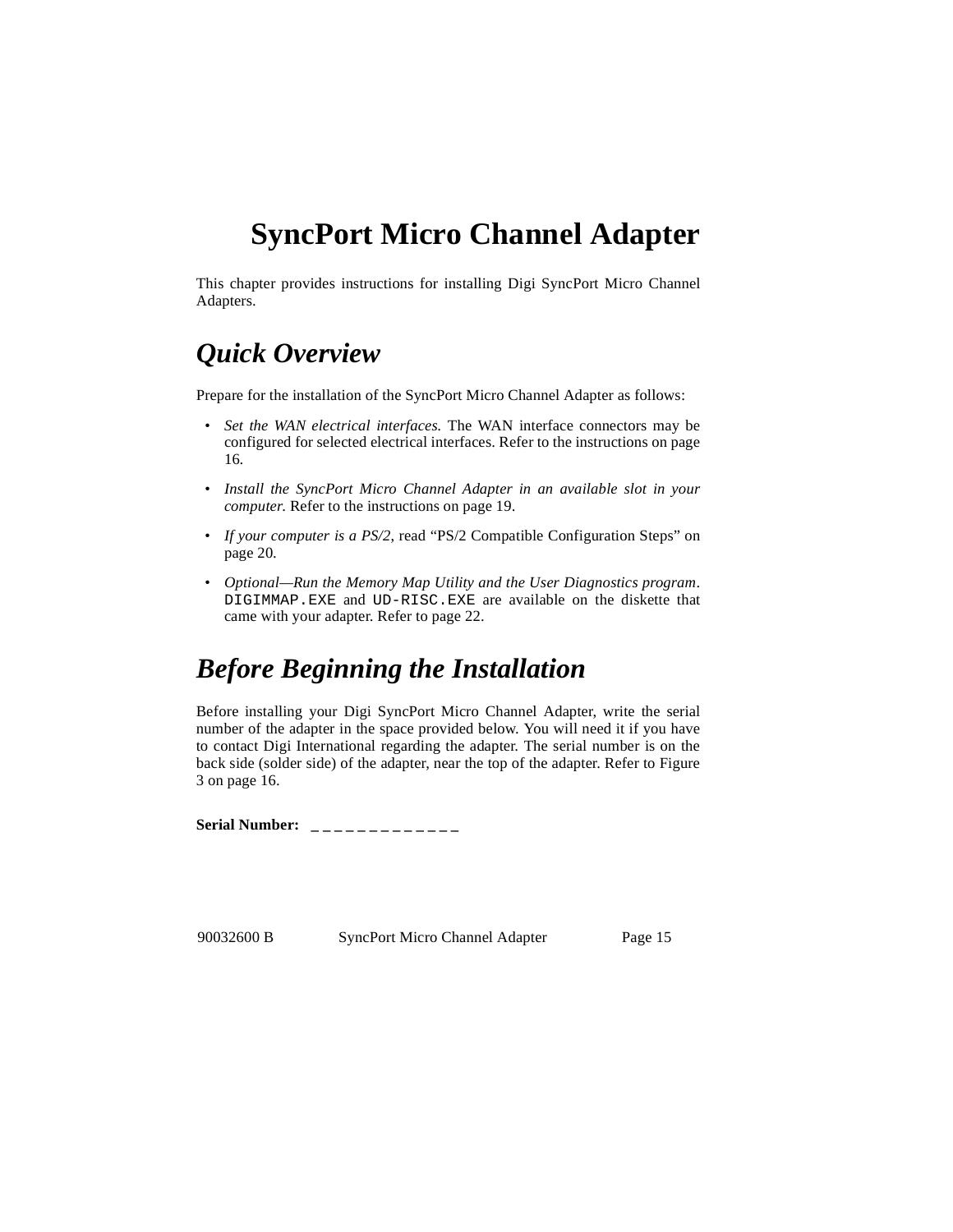# SyncPort Micro Channel Adapter

This chapter provides instructions for installing Digi SyncPort Micro Channel Adapters.

## Quick Overview

Prepare for the installation of the SyncPort Micro Channel Adapter as follows:

- *Set the WAN electrical interfaces.* The WAN interface connectors may be configured for selected electrical interfaces. Refer to the instructions on page 16.
- *Install the SyncPort Micro Channel Adapter in an available slot in your computer.* Refer to the instructions on page 19.
- *If your computer is a PS/2*, read “PS/2 Compatible Configuration Steps” on page 20.
- *Optional—Run the Memory Map Utility and the User Diagnostics program*. `DIGIMMAP.EXE` and `UD-RISC.EXE` are available on the diskette that came with your adapter. Refer to page 22.

## Before Beginning the Installation

Before installing your Digi SyncPort Micro Channel Adapter, write the serial number of the adapter in the space provided below. You will need it if you have to contact Digi International regarding the adapter. The serial number is on the back side (solder side) of the adapter, near the top of the adapter. Refer to Figure 3 on page 16.

**Serial Number:** _ _ _ _ _ _ _ _ _ _ _ _ _ _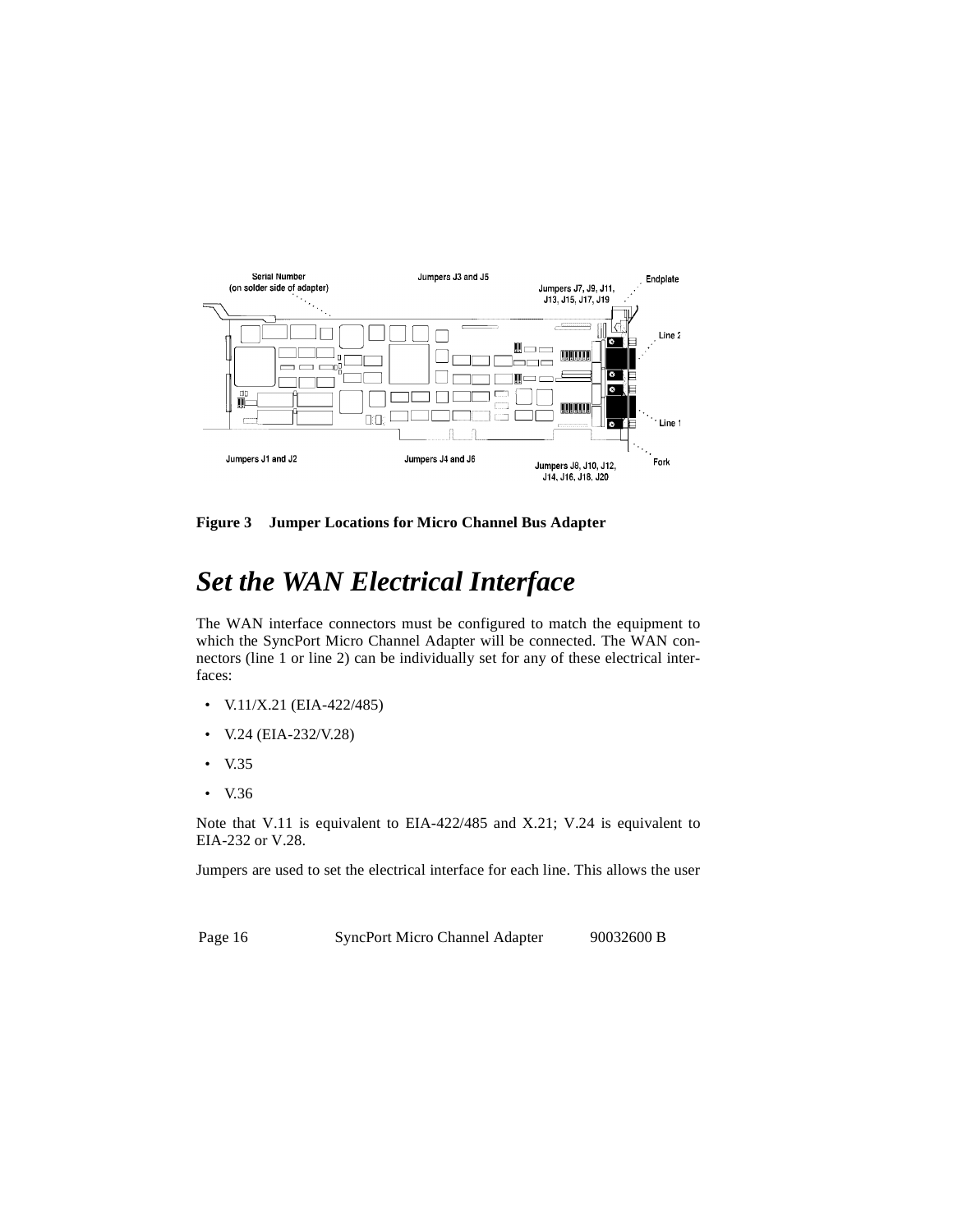**Figure 3 Jumper Locations for Micro Channel Bus Adapter**

## *Set the WAN Electrical Interface*

The WAN interface connectors must be configured to match the equipment to which the SyncPort Micro Channel Adapter will be connected. The WAN connectors (line 1 or line 2) can be individually set for any of these electrical interfaces:

- V.11/X.21 (EIA-422/485)
- V.24 (EIA-232/V.28)
- V.35
- V.36

Note that V.11 is equivalent to EIA-422/485 and X.21; V.24 is equivalent to EIA-232 or V.28.

Jumpers are used to set the electrical interface for each line. This allows the user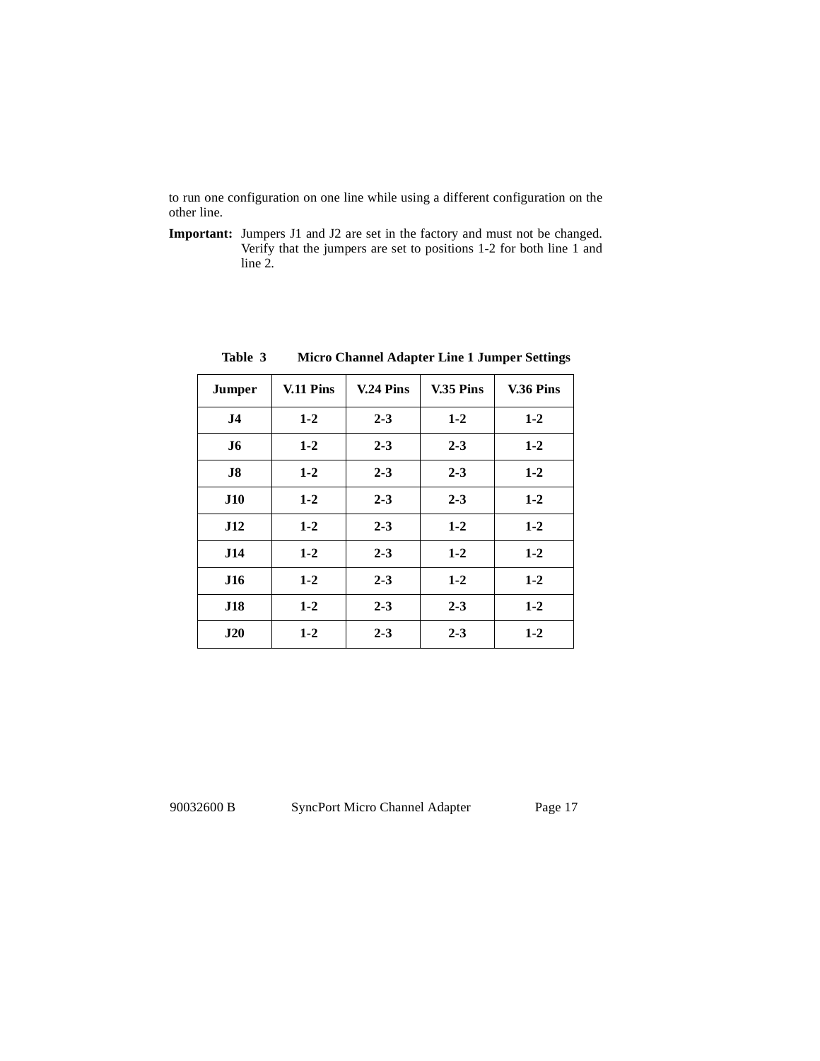to run one configuration on one line while using a different configuration on the other line.

**Important:** Jumpers J1 and J2 are set in the factory and must not be changed. Verify that the jumpers are set to positions 1-2 for both line 1 and line 2.

**Table 3 Micro Channel Adapter Line 1 Jumper Settings**

| Jumper | V.11 Pins | V.24 Pins | V.35 Pins | V.36 Pins |
|---|---|---|---|---|
| J4 | 1-2 | 2-3 | 1-2 | 1-2 |
| J6 | 1-2 | 2-3 | 2-3 | 1-2 |
| J8 | 1-2 | 2-3 | 2-3 | 1-2 |
| J10 | 1-2 | 2-3 | 2-3 | 1-2 |
| J12 | 1-2 | 2-3 | 1-2 | 1-2 |
| J14 | 1-2 | 2-3 | 1-2 | 1-2 |
| J16 | 1-2 | 2-3 | 1-2 | 1-2 |
| J18 | 1-2 | 2-3 | 2-3 | 1-2 |
| J20 | 1-2 | 2-3 | 2-3 | 1-2 |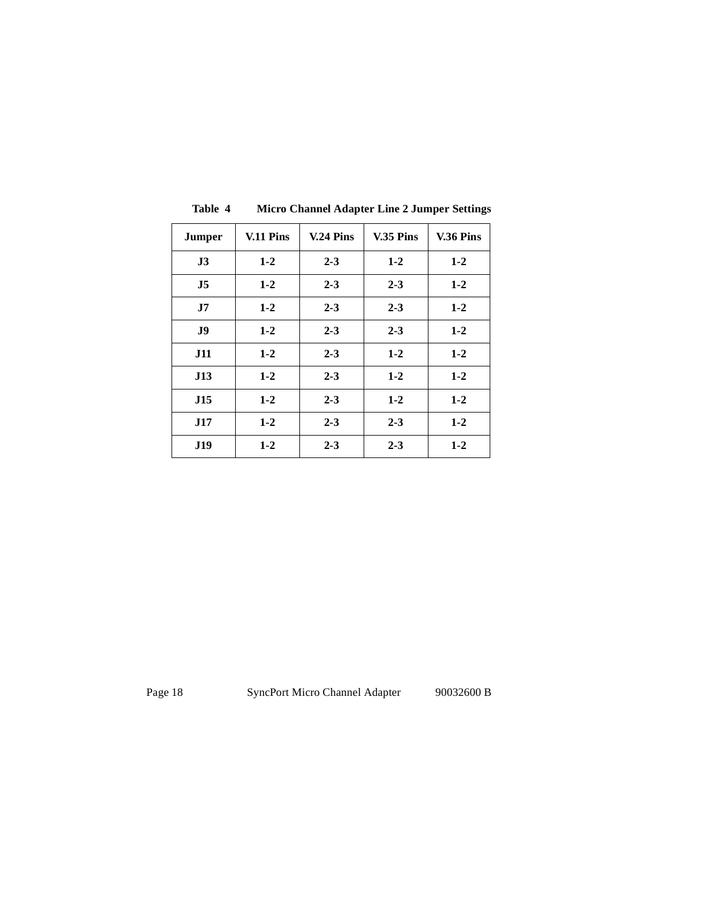**Table 4 Micro Channel Adapter Line 2 Jumper Settings**

| Jumper | V.11 Pins | V.24 Pins | V.35 Pins | V.36 Pins |
|---|---|---|---|---|
| J3 | 1-2 | 2-3 | 1-2 | 1-2 |
| J5 | 1-2 | 2-3 | 2-3 | 1-2 |
| J7 | 1-2 | 2-3 | 2-3 | 1-2 |
| J9 | 1-2 | 2-3 | 2-3 | 1-2 |
| J11 | 1-2 | 2-3 | 1-2 | 1-2 |
| J13 | 1-2 | 2-3 | 1-2 | 1-2 |
| J15 | 1-2 | 2-3 | 1-2 | 1-2 |
| J17 | 1-2 | 2-3 | 2-3 | 1-2 |
| J19 | 1-2 | 2-3 | 2-3 | 1-2 |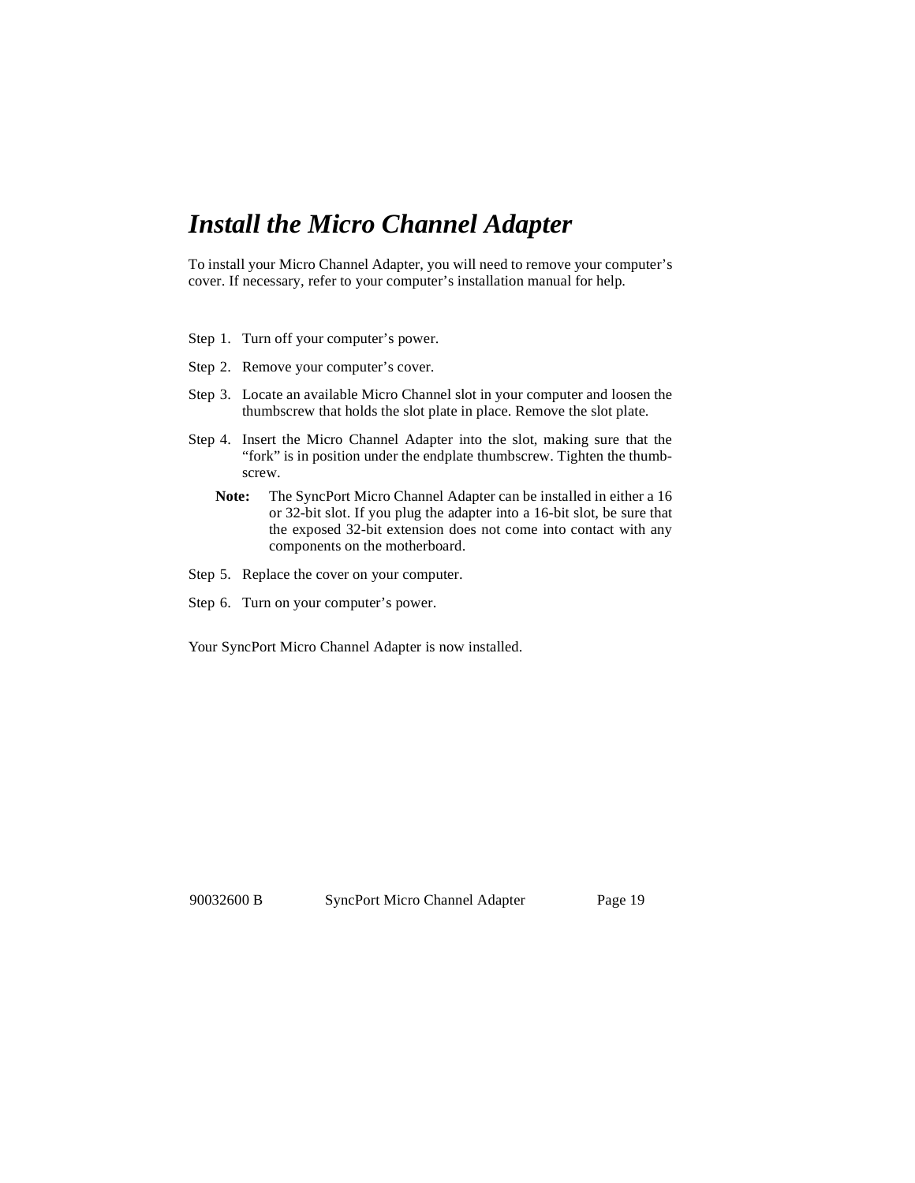# *Install the Micro Channel Adapter*

To install your Micro Channel Adapter, you will need to remove your computer's cover. If necessary, refer to your computer's installation manual for help.

Step 1. Turn off your computer's power.

Step 2. Remove your computer's cover.

Step 3. Locate an available Micro Channel slot in your computer and loosen the thumbscrew that holds the slot plate in place. Remove the slot plate.

Step 4. Insert the Micro Channel Adapter into the slot, making sure that the "fork" is in position under the endplate thumbscrew. Tighten the thumbscrew.

> **Note:** The SyncPort Micro Channel Adapter can be installed in either a 16 or 32-bit slot. If you plug the adapter into a 16-bit slot, be sure that the exposed 32-bit extension does not come into contact with any components on the motherboard.

Step 5. Replace the cover on your computer.

Step 6. Turn on your computer's power.

Your SyncPort Micro Channel Adapter is now installed.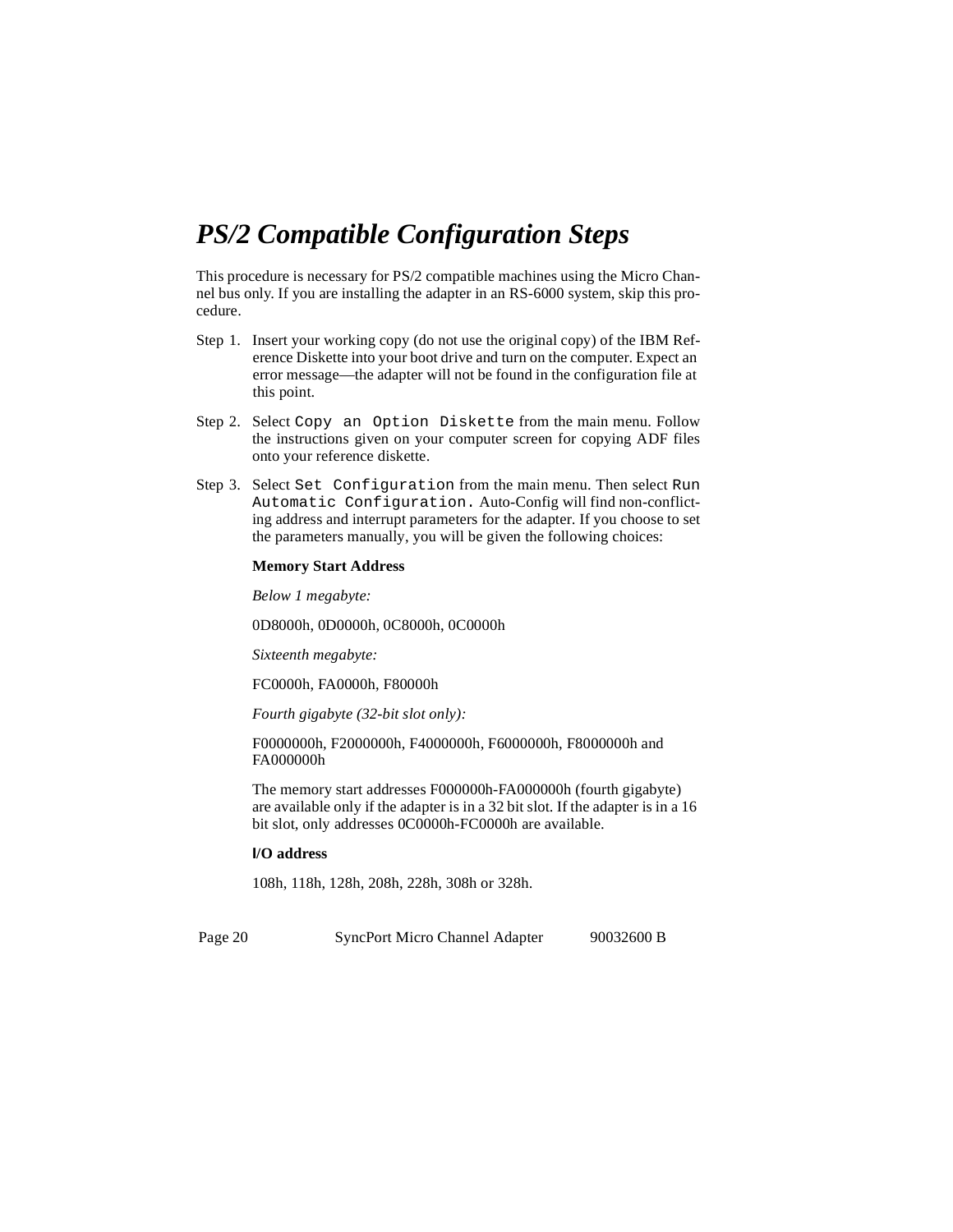# *PS/2 Compatible Configuration Steps*

This procedure is necessary for PS/2 compatible machines using the Micro Channel bus only. If you are installing the adapter in an RS-6000 system, skip this procedure.

Step 1. Insert your working copy (do not use the original copy) of the IBM Reference Diskette into your boot drive and turn on the computer. Expect an error message—the adapter will not be found in the configuration file at this point.

Step 2. Select `Copy an Option Diskette` from the main menu. Follow the instructions given on your computer screen for copying ADF files onto your reference diskette.

Step 3. Select `Set Configuration` from the main menu. Then select `Run Automatic Configuration.` Auto-Config will find non-conflicting address and interrupt parameters for the adapter. If you choose to set the parameters manually, you will be given the following choices:

**Memory Start Address**

*Below 1 megabyte:*

0D8000h, 0D0000h, 0C8000h, 0C0000h

*Sixteenth megabyte:*

FC0000h, FA0000h, F80000h

*Fourth gigabyte (32-bit slot only):*

F0000000h, F2000000h, F4000000h, F6000000h, F8000000h and FA000000h

The memory start addresses F000000h-FA000000h (fourth gigabyte) are available only if the adapter is in a 32 bit slot. If the adapter is in a 16 bit slot, only addresses 0C0000h-FC0000h are available.

**I/O address**

108h, 118h, 128h, 208h, 228h, 308h or 328h.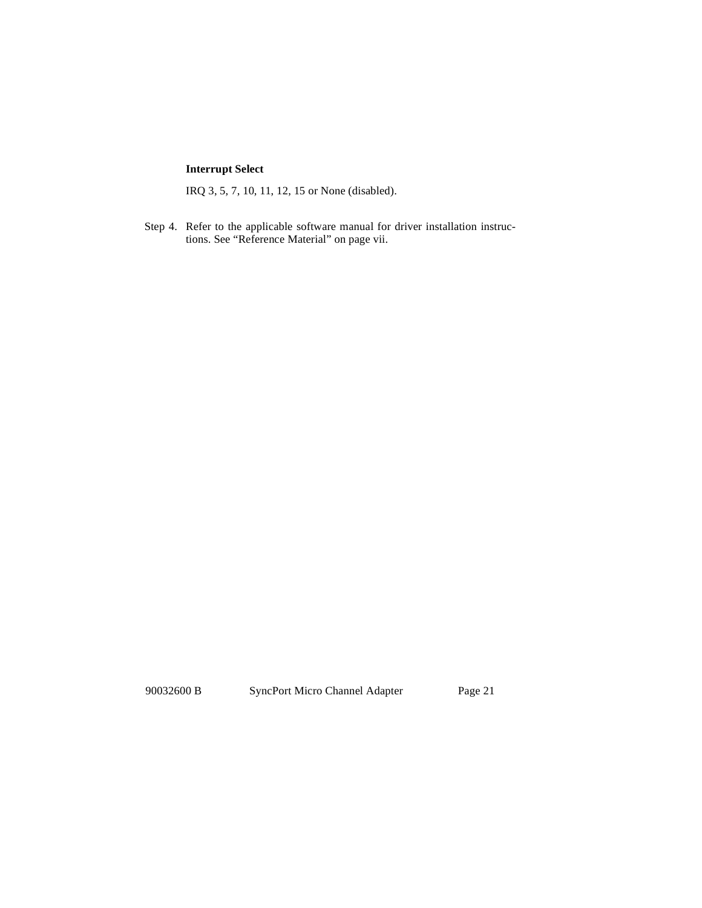**Interrupt Select**

IRQ 3, 5, 7, 10, 11, 12, 15 or None (disabled).

Step 4. Refer to the applicable software manual for driver installation instructions. See “Reference Material” on page vii.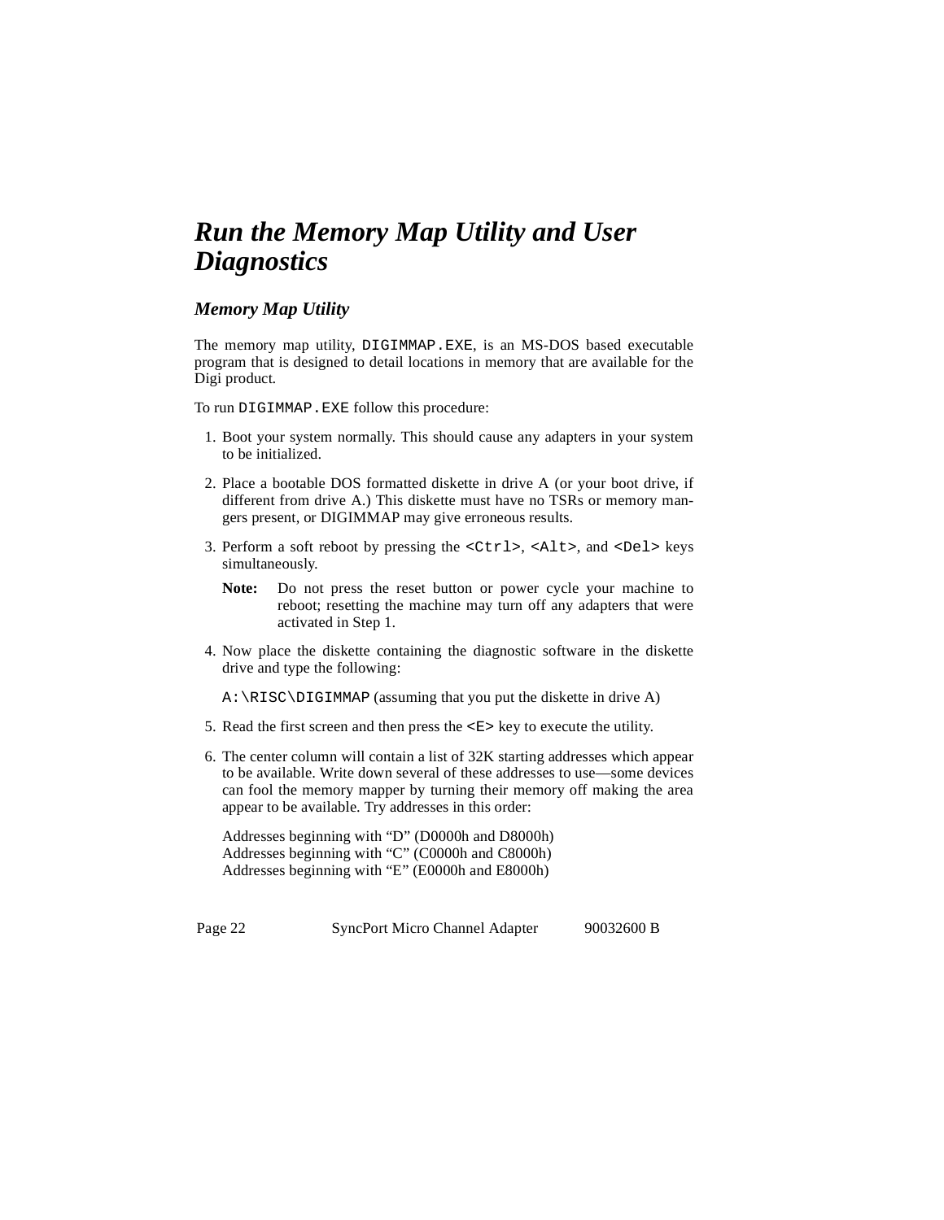# *Run the Memory Map Utility and User Diagnostics*

## *Memory Map Utility*

The memory map utility, `DIGIMMAP.EXE`, is an MS-DOS based executable program that is designed to detail locations in memory that are available for the Digi product.

To run `DIGIMMAP.EXE` follow this procedure:

1. Boot your system normally. This should cause any adapters in your system to be initialized.
2. Place a bootable DOS formatted diskette in drive A (or your boot drive, if different from drive A.) This diskette must have no TSRs or memory mangers present, or DIGIMMAP may give erroneous results.
3. Perform a soft reboot by pressing the `<Ctrl>`, `<Alt>`, and `<Del>` keys simultaneously.

   **Note:** Do not press the reset button or power cycle your machine to reboot; resetting the machine may turn off any adapters that were activated in Step 1.

4. Now place the diskette containing the diagnostic software in the diskette drive and type the following:

   `A:\RISC\DIGIMMAP` (assuming that you put the diskette in drive A)

5. Read the first screen and then press the `<E>` key to execute the utility.
6. The center column will contain a list of 32K starting addresses which appear to be available. Write down several of these addresses to use—some devices can fool the memory mapper by turning their memory off making the area appear to be available. Try addresses in this order:

   Addresses beginning with “D” (D0000h and D8000h)
   Addresses beginning with “C” (C0000h and C8000h)
   Addresses beginning with “E” (E0000h and E8000h)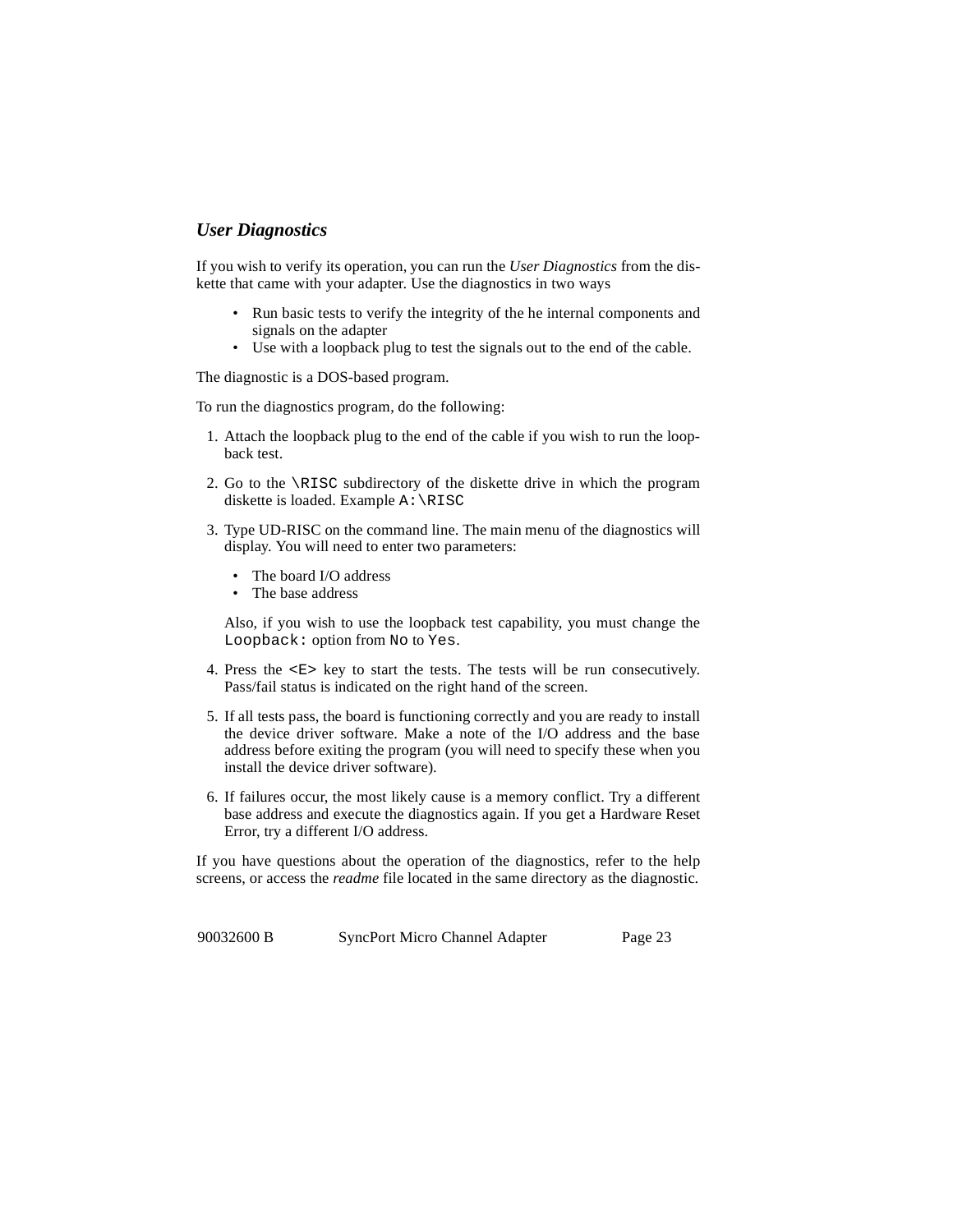## *User Diagnostics*

If you wish to verify its operation, you can run the *User Diagnostics* from the diskette that came with your adapter. Use the diagnostics in two ways

- Run basic tests to verify the integrity of the he internal components and signals on the adapter
- Use with a loopback plug to test the signals out to the end of the cable.

The diagnostic is a DOS-based program.

To run the diagnostics program, do the following:

1. Attach the loopback plug to the end of the cable if you wish to run the loopback test.

2. Go to the `\RISC` subdirectory of the diskette drive in which the program diskette is loaded. Example `A:\RISC`

3. Type UD-RISC on the command line. The main menu of the diagnostics will display. You will need to enter two parameters:

   - The board I/O address
   - The base address

   Also, if you wish to use the loopback test capability, you must change the `Loopback:` option from `No` to `Yes`.

4. Press the `<E>` key to start the tests. The tests will be run consecutively. Pass/fail status is indicated on the right hand of the screen.

5. If all tests pass, the board is functioning correctly and you are ready to install the device driver software. Make a note of the I/O address and the base address before exiting the program (you will need to specify these when you install the device driver software).

6. If failures occur, the most likely cause is a memory conflict. Try a different base address and execute the diagnostics again. If you get a Hardware Reset Error, try a different I/O address.

If you have questions about the operation of the diagnostics, refer to the help screens, or access the *readme* file located in the same directory as the diagnostic.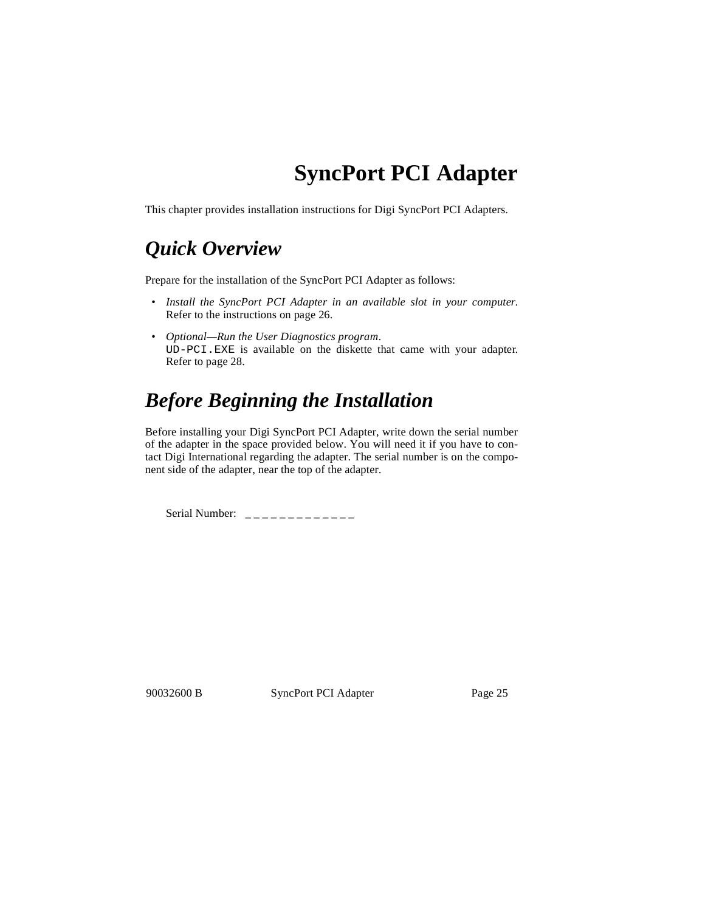# SyncPort PCI Adapter

This chapter provides installation instructions for Digi SyncPort PCI Adapters.

## *Quick Overview*

Prepare for the installation of the SyncPort PCI Adapter as follows:

- *Install the SyncPort PCI Adapter in an available slot in your computer.* Refer to the instructions on page 26.
- *Optional—Run the User Diagnostics program*.
  `UD-PCI.EXE` is available on the diskette that came with your adapter. Refer to page 28.

## *Before Beginning the Installation*

Before installing your Digi SyncPort PCI Adapter, write down the serial number of the adapter in the space provided below. You will need it if you have to contact Digi International regarding the adapter. The serial number is on the component side of the adapter, near the top of the adapter.

Serial Number: _ _ _ _ _ _ _ _ _ _ _ _ _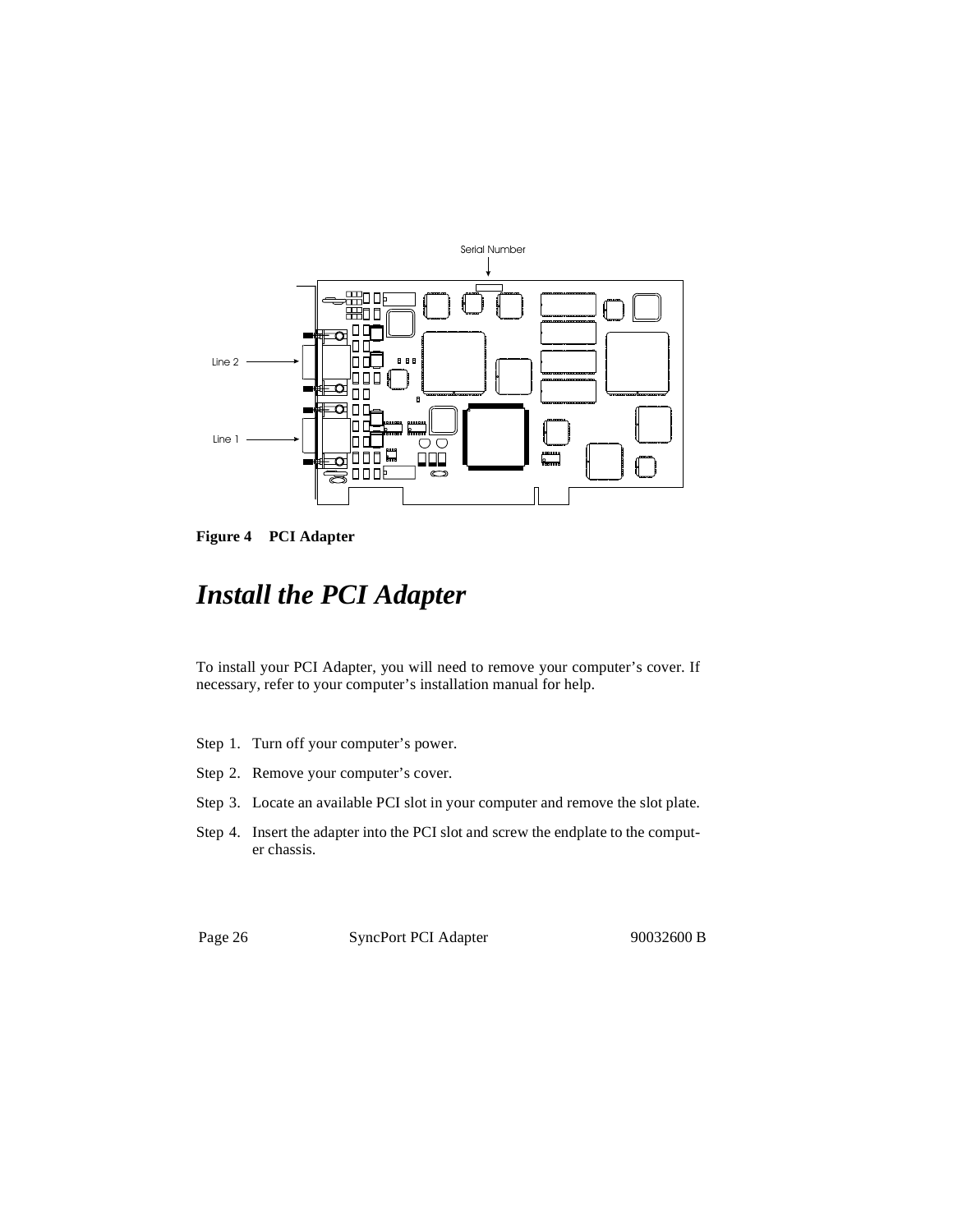**Figure 4 PCI Adapter**

# *Install the PCI Adapter*

To install your PCI Adapter, you will need to remove your computer's cover. If necessary, refer to your computer's installation manual for help.

Step 1. Turn off your computer's power.

Step 2. Remove your computer's cover.

Step 3. Locate an available PCI slot in your computer and remove the slot plate.

Step 4. Insert the adapter into the PCI slot and screw the endplate to the computer chassis.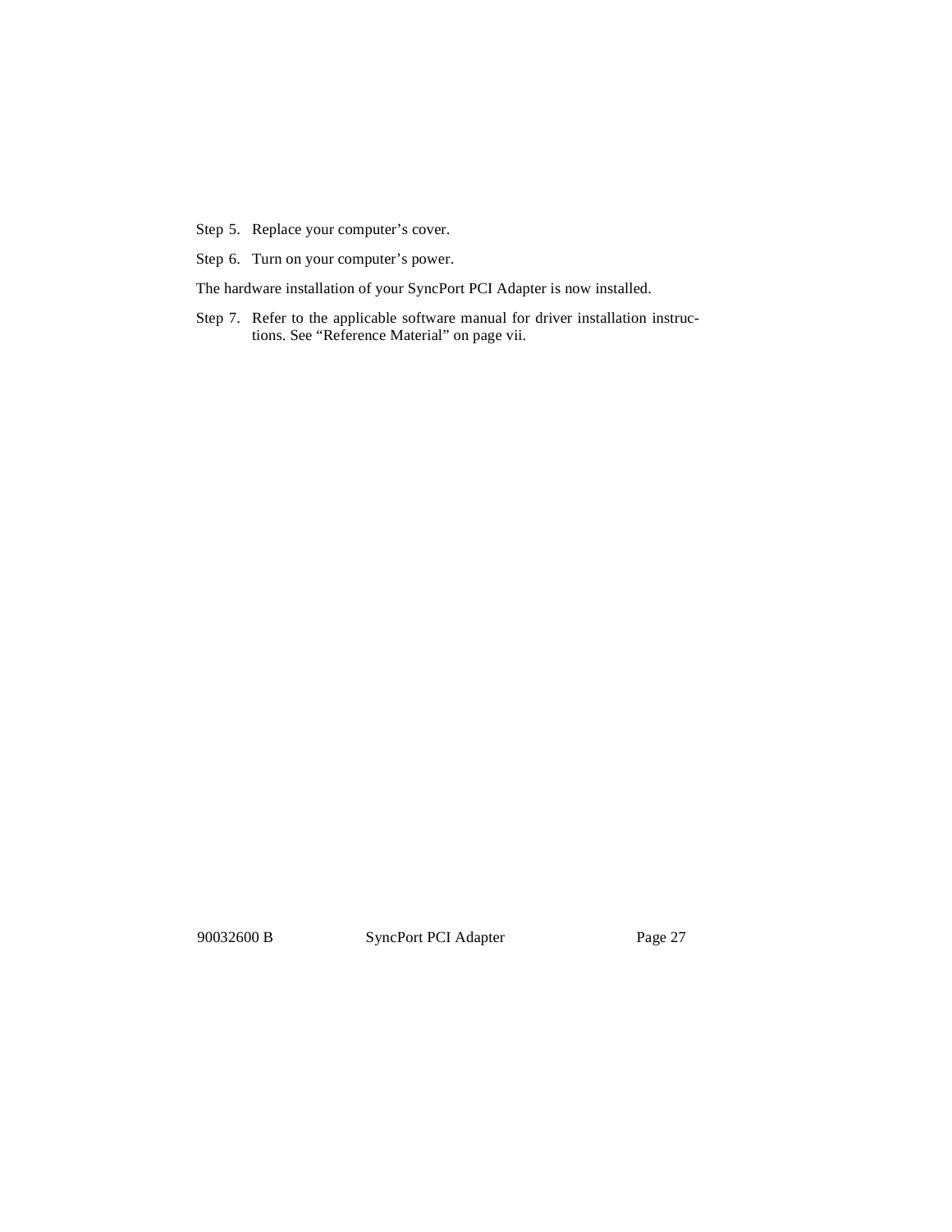Step 5. Replace your computer's cover.

Step 6. Turn on your computer's power.

The hardware installation of your SyncPort PCI Adapter is now installed.

Step 7. Refer to the applicable software manual for driver installation instructions. See "Reference Material" on page vii.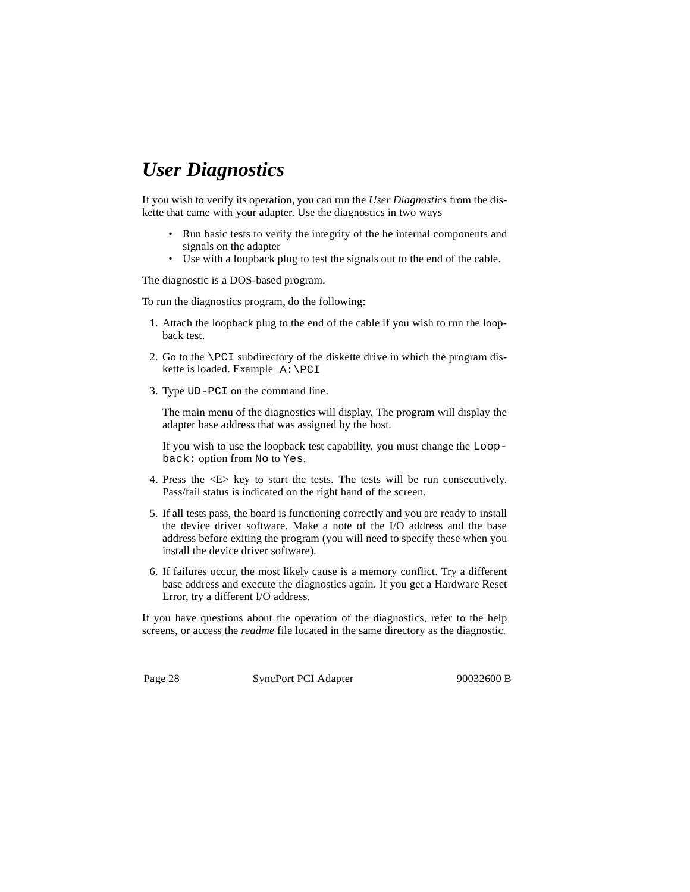# *User Diagnostics*

If you wish to verify its operation, you can run the *User Diagnostics* from the diskette that came with your adapter. Use the diagnostics in two ways

- Run basic tests to verify the integrity of the he internal components and signals on the adapter
- Use with a loopback plug to test the signals out to the end of the cable.

The diagnostic is a DOS-based program.

To run the diagnostics program, do the following:

1. Attach the loopback plug to the end of the cable if you wish to run the loopback test.

2. Go to the `\PCI` subdirectory of the diskette drive in which the program diskette is loaded. Example `A:\PCI`

3. Type `UD-PCI` on the command line.

   The main menu of the diagnostics will display. The program will display the adapter base address that was assigned by the host.

   If you wish to use the loopback test capability, you must change the `Loopback:` option from `No` to `Yes`.

4. Press the <E> key to start the tests. The tests will be run consecutively. Pass/fail status is indicated on the right hand of the screen.

5. If all tests pass, the board is functioning correctly and you are ready to install the device driver software. Make a note of the I/O address and the base address before exiting the program (you will need to specify these when you install the device driver software).

6. If failures occur, the most likely cause is a memory conflict. Try a different base address and execute the diagnostics again. If you get a Hardware Reset Error, try a different I/O address.

If you have questions about the operation of the diagnostics, refer to the help screens, or access the *readme* file located in the same directory as the diagnostic.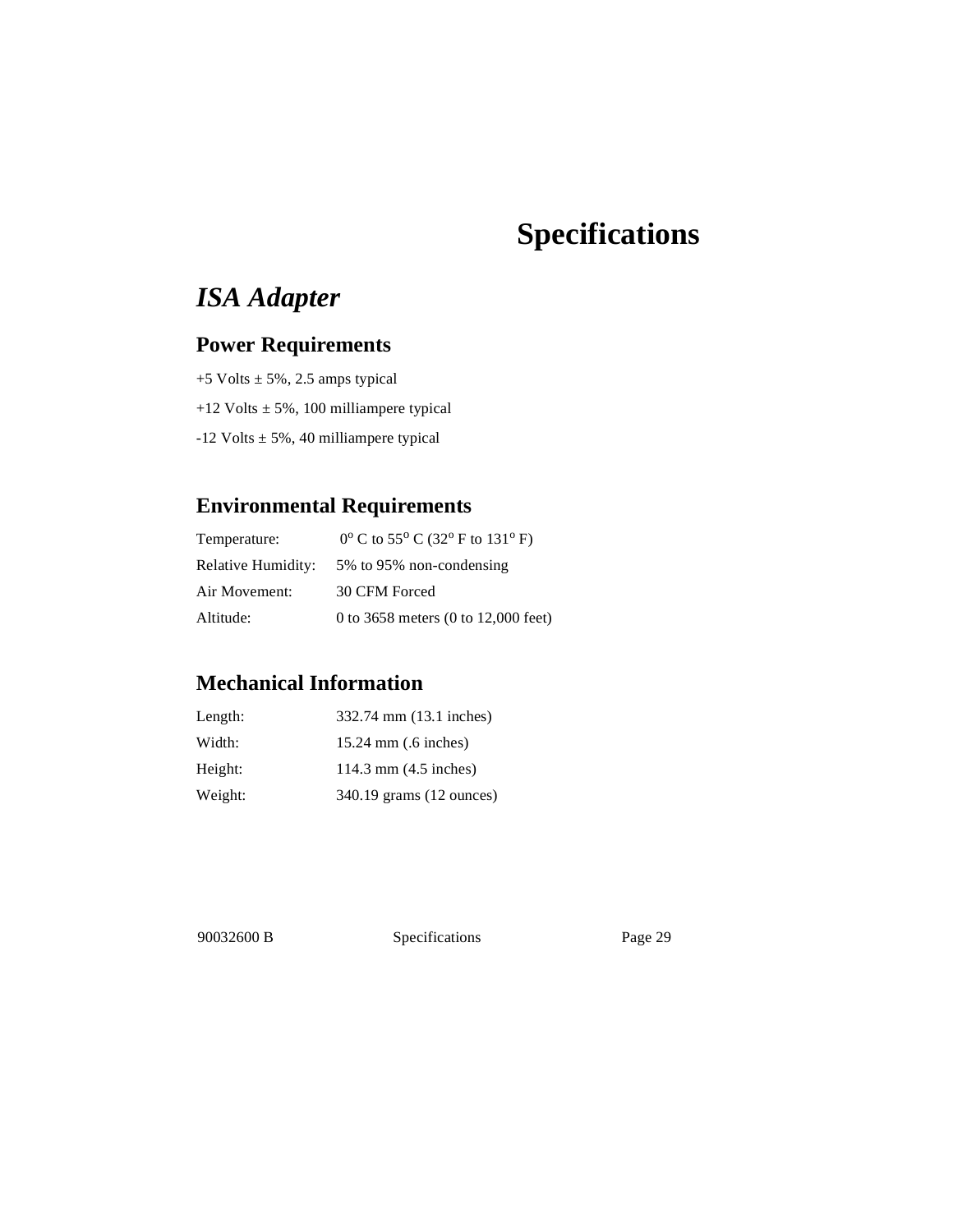# Specifications

## *ISA Adapter*

### Power Requirements

+5 Volts ± 5%, 2.5 amps typical

+12 Volts ± 5%, 100 milliampere typical

-12 Volts ± 5%, 40 milliampere typical

### Environmental Requirements

| | |
|---|---|
| Temperature: | $0^{o}$ C to $55^{o}$ C ($32^{o}$ F to $131^{o}$ F) |
| Relative Humidity: | 5% to 95% non-condensing |
| Air Movement: | 30 CFM Forced |
| Altitude: | 0 to 3658 meters (0 to 12,000 feet) |

### Mechanical Information

| | |
|---|---|
| Length: | 332.74 mm (13.1 inches) |
| Width: | 15.24 mm (.6 inches) |
| Height: | 114.3 mm (4.5 inches) |
| Weight: | 340.19 grams (12 ounces) |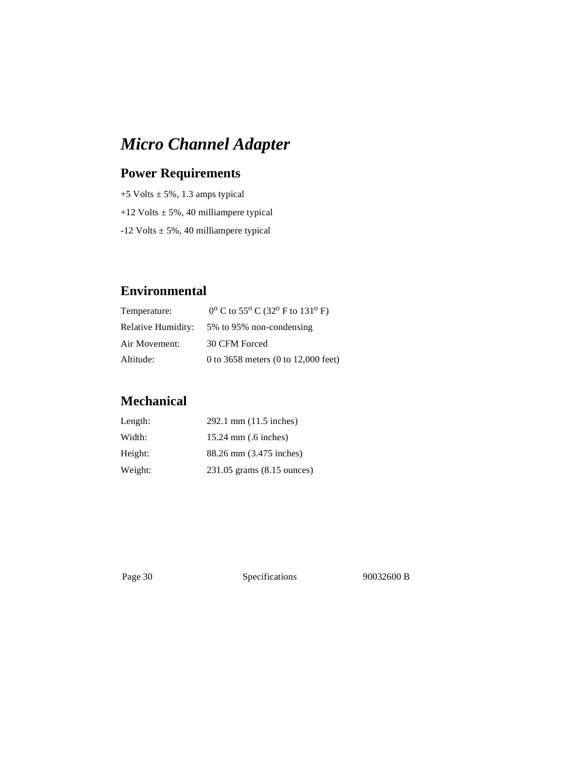# *Micro Channel Adapter*

## Power Requirements

+5 Volts ± 5%, 1.3 amps typical

+12 Volts ± 5%, 40 milliampere typical

-12 Volts ± 5%, 40 milliampere typical

## Environmental

| | |
|---|---|
| Temperature: | $0^{o}$ C to $55^{o}$ C ($32^{o}$ F to $131^{o}$ F) |
| Relative Humidity: | 5% to 95% non-condensing |
| Air Movement: | 30 CFM Forced |
| Altitude: | 0 to 3658 meters (0 to 12,000 feet) |

## Mechanical

| | |
|---|---|
| Length: | 292.1 mm (11.5 inches) |
| Width: | 15.24 mm (.6 inches) |
| Height: | 88.26 mm (3.475 inches) |
| Weight: | 231.05 grams (8.15 ounces) |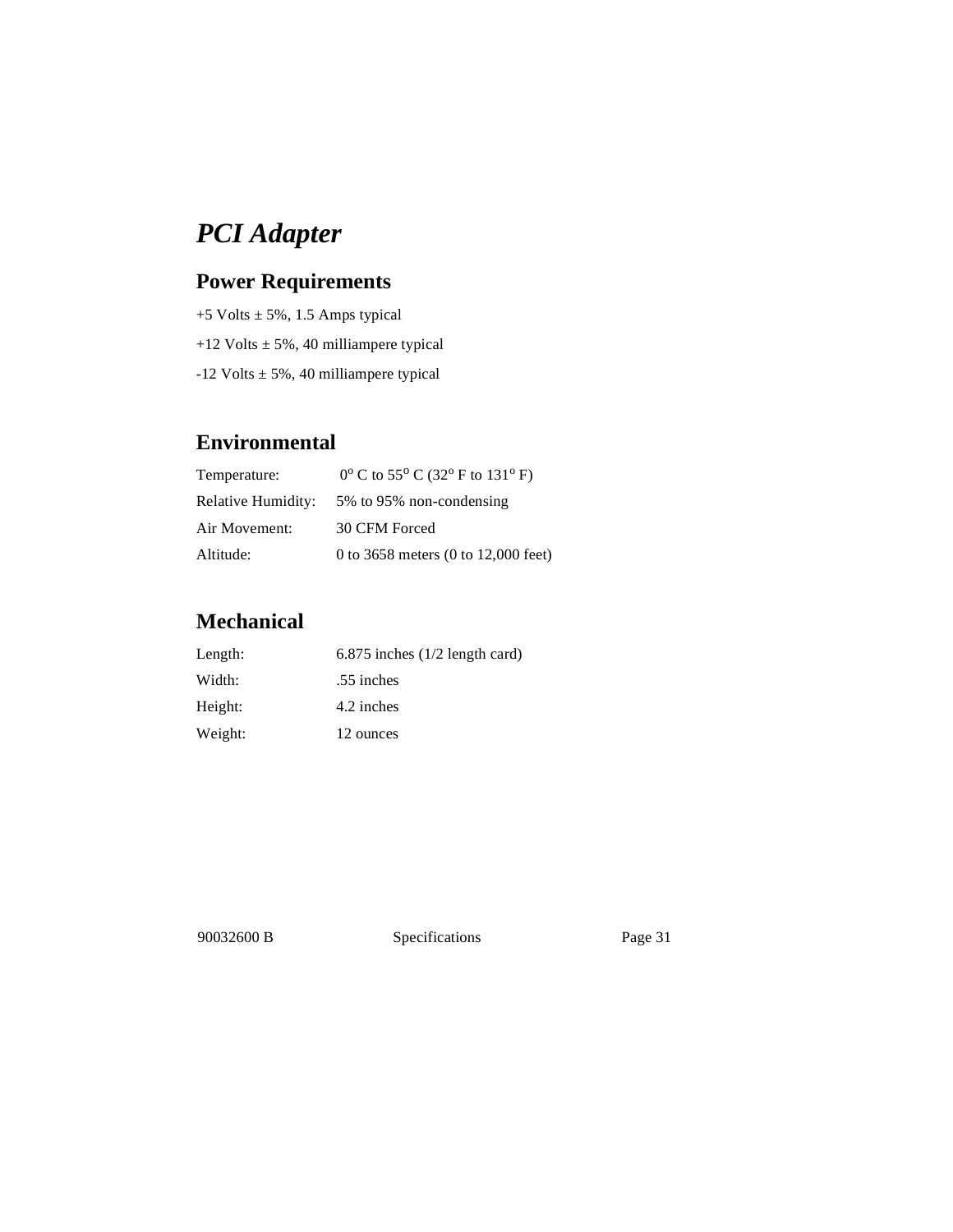# *PCI Adapter*

## Power Requirements

+5 Volts ± 5%, 1.5 Amps typical

+12 Volts ± 5%, 40 milliampere typical

-12 Volts ± 5%, 40 milliampere typical

## Environmental

| | |
|---|---|
| Temperature: | $0^{o}$ C to $55^{o}$ C ($32^{o}$ F to $131^{o}$ F) |
| Relative Humidity: | 5% to 95% non-condensing |
| Air Movement: | 30 CFM Forced |
| Altitude: | 0 to 3658 meters (0 to 12,000 feet) |

## Mechanical

| | |
|---|---|
| Length: | 6.875 inches (1/2 length card) |
| Width: | .55 inches |
| Height: | 4.2 inches |
| Weight: | 12 ounces |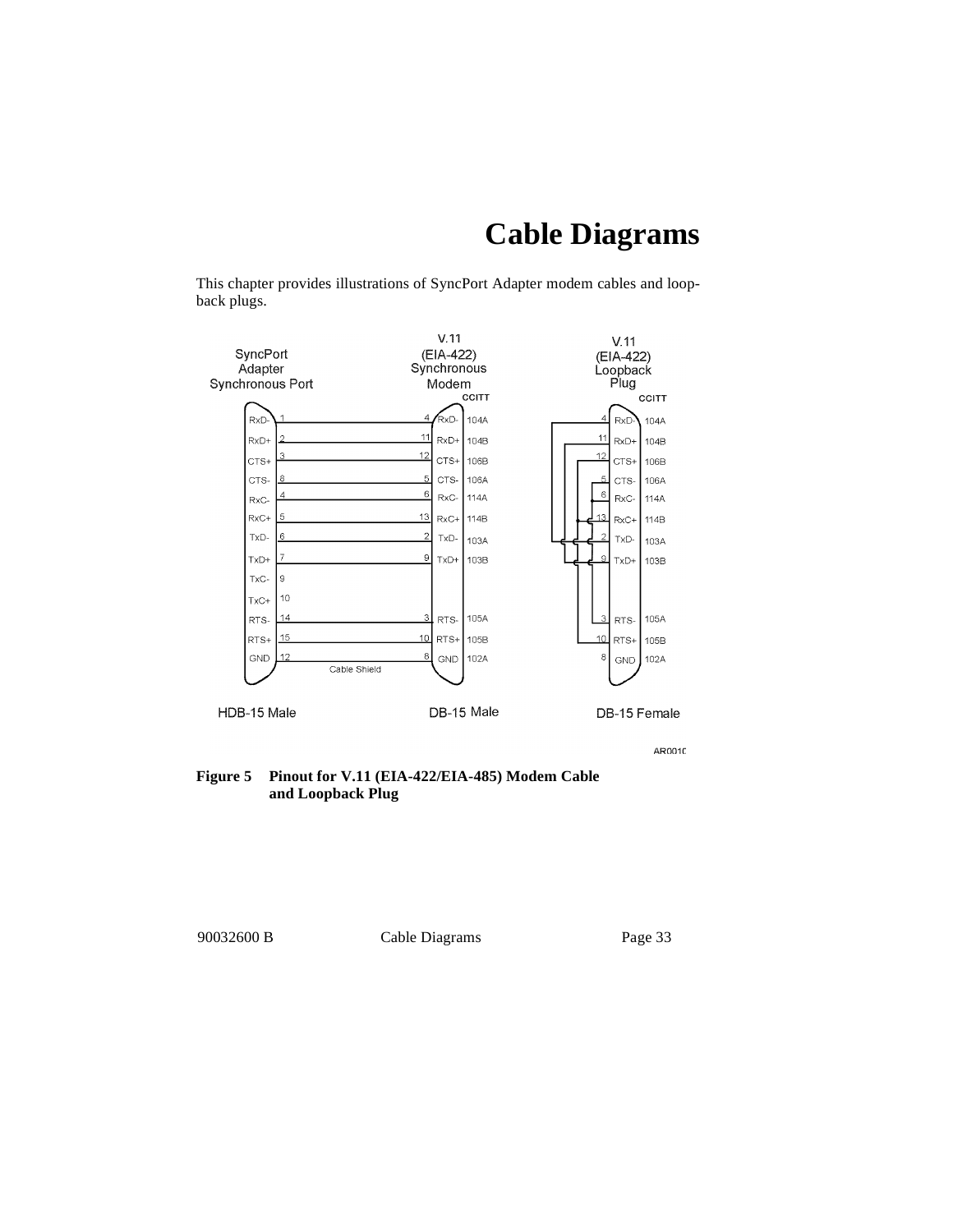# Cable Diagrams

This chapter provides illustrations of SyncPort Adapter modem cables and loop-back plugs.

**Figure 5 Pinout for V.11 (EIA-422/EIA-485) Modem Cable and Loopback Plug**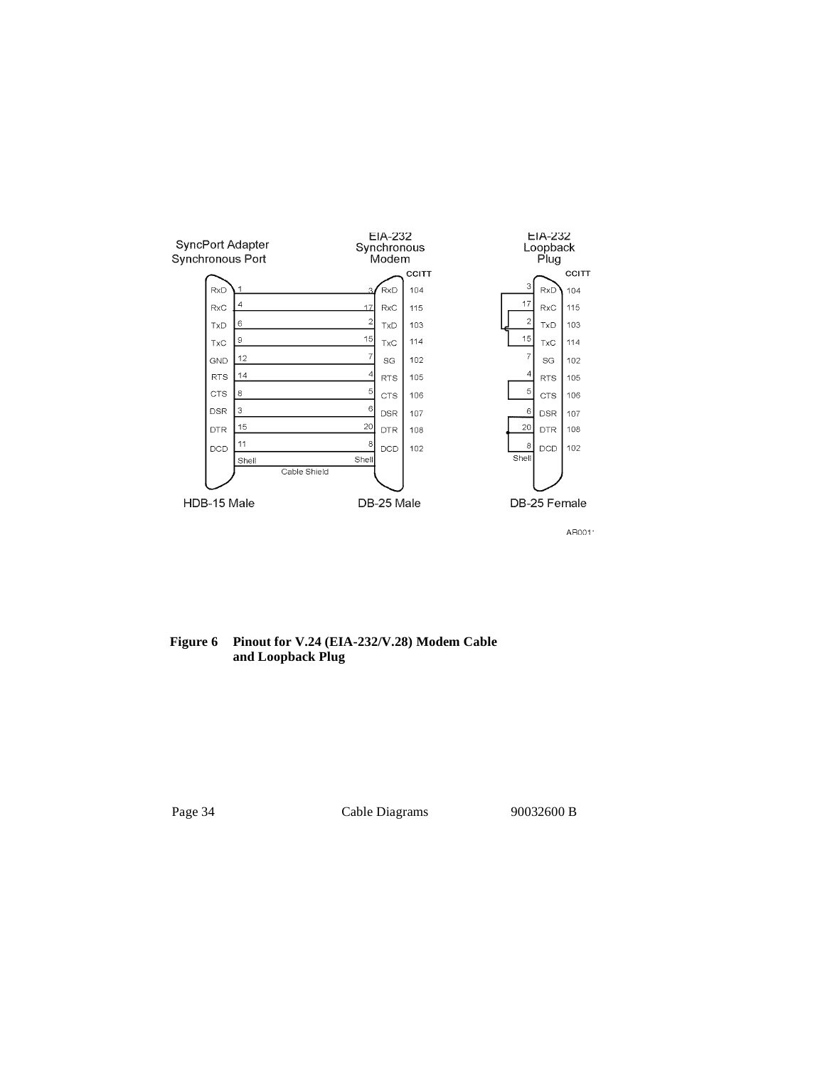| SyncPort Adapter Synchronous Port | | EIA-232 Synchronous Modem | | CCITT |
|---|---|---|---|---|
| RxD | 1 | 3 | RxD | 104 |
| RxC | 4 | 17 | RxC | 115 |
| TxD | 6 | 2 | TxD | 103 |
| TxC | 9 | 15 | TxC | 114 |
| GND | 12 | 7 | SG | 102 |
| RTS | 14 | 4 | RTS | 105 |
| CTS | 8 | 5 | CTS | 106 |
| DSR | 3 | 6 | DSR | 107 |
| DTR | 15 | 20 | DTR | 108 |
| DCD | 11 | 8 | DCD | 102 |
| | Shell | Shell | | |

Cable Shield

HDB-15 Male — DB-25 Male

| EIA-232 Loopback Plug | | CCITT |
|---|---|---|
| 3 | RxD | 104 |
| 17 | RxC | 115 |
| 2 | TxD | 103 |
| 15 | TxC | 114 |
| 7 | SG | 102 |
| 4 | RTS | 105 |
| 5 | CTS | 106 |
| 6 | DSR | 107 |
| 20 | DTR | 108 |
| 8 | DCD | 102 |
| Shell | | |

DB-25 Female

AR001

**Figure 6 Pinout for V.24 (EIA-232/V.28) Modem Cable and Loopback Plug**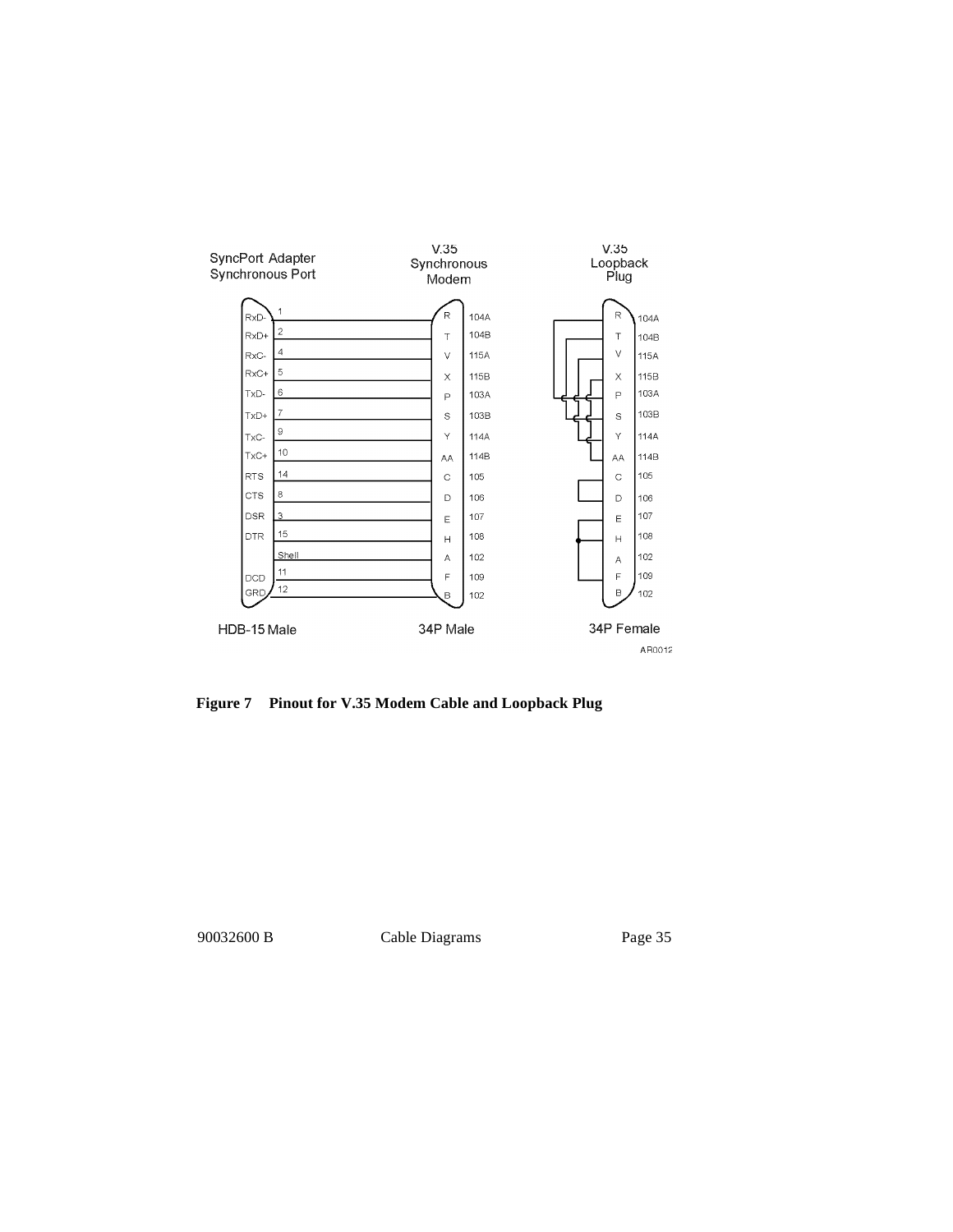| SyncPort Adapter Synchronous Port | Pin | V.35 Synchronous Modem | Circuit |
|---|---|---|---|
| RxD- | 1 | R | 104A |
| RxD+ | 2 | T | 104B |
| RxC- | 4 | V | 115A |
| RxC+ | 5 | X | 115B |
| TxD- | 6 | P | 103A |
| TxD+ | 7 | S | 103B |
| TxC- | 9 | Y | 114A |
| TxC+ | 10 | AA | 114B |
| RTS | 14 | C | 105 |
| CTS | 8 | D | 106 |
| DSR | 3 | E | 107 |
| DTR | 15 | H | 108 |
| | Shell | A | 102 |
| DCD | 11 | F | 109 |
| GRD | 12 | B | 102 |

HDB-15 Male — 34P Male

V.35 Loopback Plug: R (104A), T (104B), V (115A), X (115B), P (103A), S (103B), Y (114A), AA (114B), C (105), D (106), E (107), H (108), A (102), F (109), B (102)

34P Female

AR0012

**Figure 7 Pinout for V.35 Modem Cable and Loopback Plug**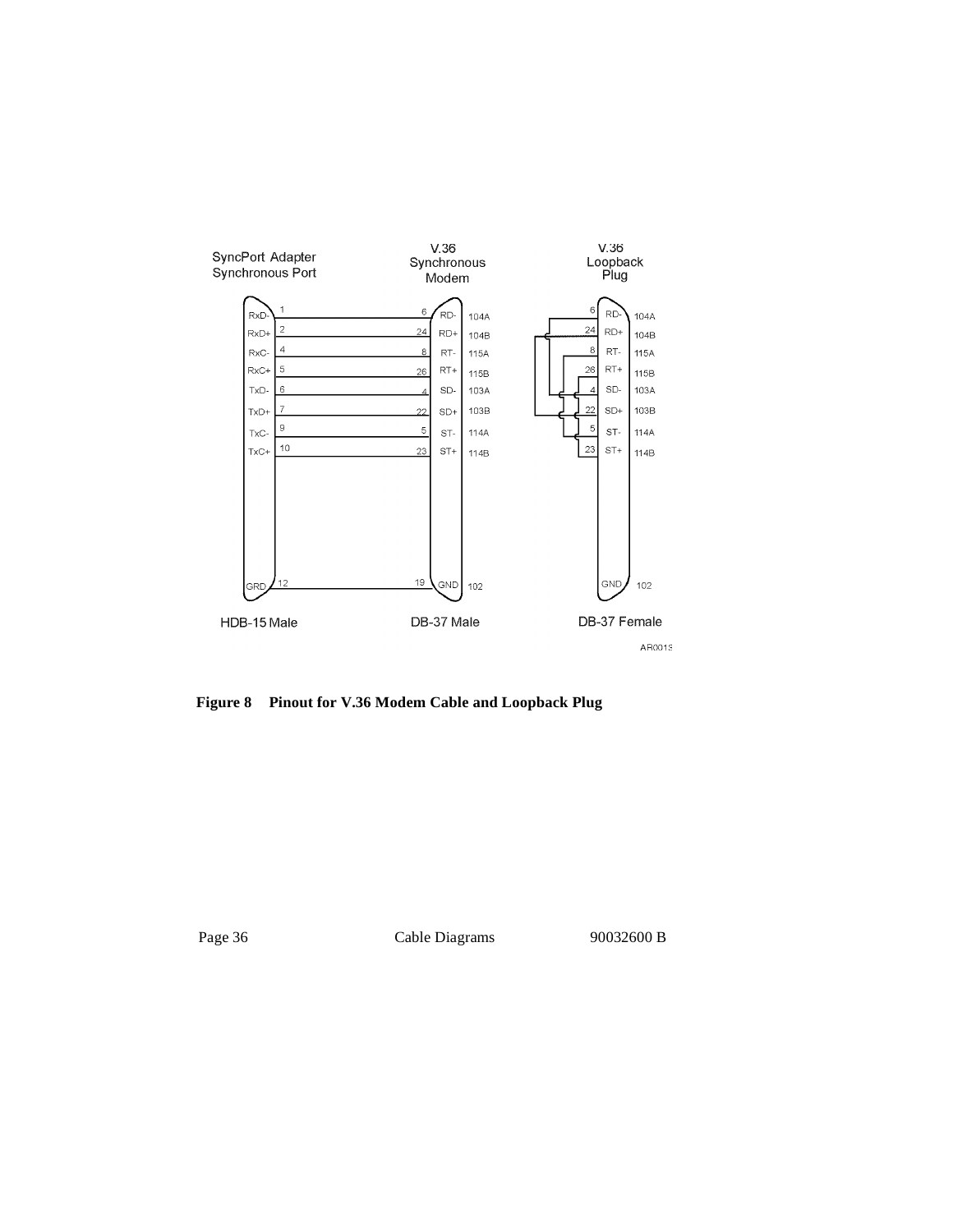| SyncPort Adapter Synchronous Port (HDB-15 Male) | | V.36 Synchronous Modem (DB-37 Male) | | |
|---|---|---|---|---|
| Signal | Pin | Pin | Signal | Circuit |
| RxD- | 1 | 6 | RD- | 104A |
| RxD+ | 2 | 24 | RD+ | 104B |
| RxC- | 4 | 8 | RT- | 115A |
| RxC+ | 5 | 26 | RT+ | 115B |
| TxD- | 6 | 4 | SD- | 103A |
| TxD+ | 7 | 22 | SD+ | 103B |
| TxC- | 9 | 5 | ST- | 114A |
| TxC+ | 10 | 23 | ST+ | 114B |
| GRD | 12 | 19 | GND | 102 |

V.36 Loopback Plug (DB-37 Female)

| Pin | Signal | Circuit |
|---|---|---|
| 6 | RD- | 104A |
| 24 | RD+ | 104B |
| 8 | RT- | 115A |
| 26 | RT+ | 115B |
| 4 | SD- | 103A |
| 22 | SD+ | 103B |
| 5 | ST- | 114A |
| 23 | ST+ | 114B |
| | GND | 102 |

AR0013

**Figure 8 Pinout for V.36 Modem Cable and Loopback Plug**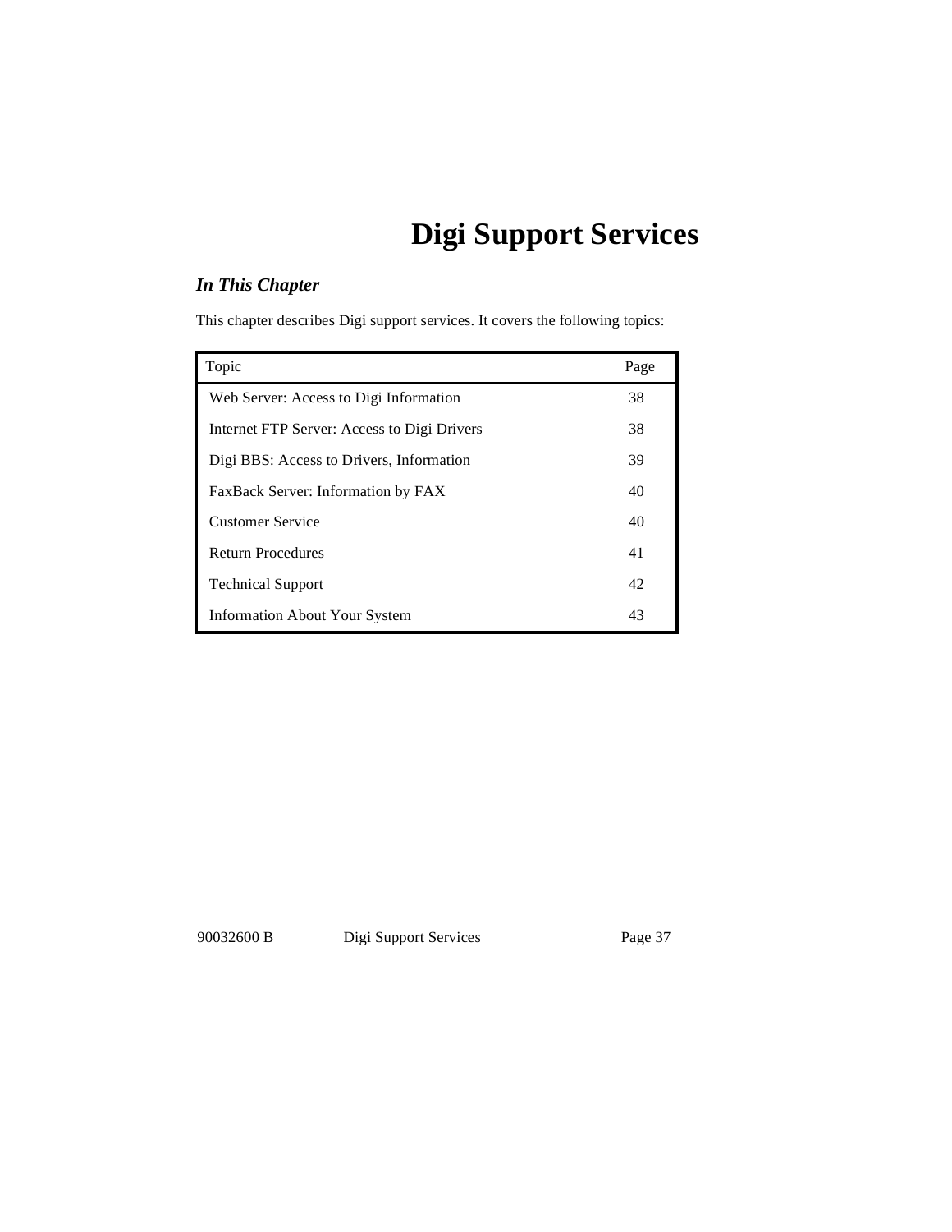# Digi Support Services

## *In This Chapter*

This chapter describes Digi support services. It covers the following topics:

| Topic | Page |
|---|---|
| Web Server: Access to Digi Information | 38 |
| Internet FTP Server: Access to Digi Drivers | 38 |
| Digi BBS: Access to Drivers, Information | 39 |
| FaxBack Server: Information by FAX | 40 |
| Customer Service | 40 |
| Return Procedures | 41 |
| Technical Support | 42 |
| Information About Your System | 43 |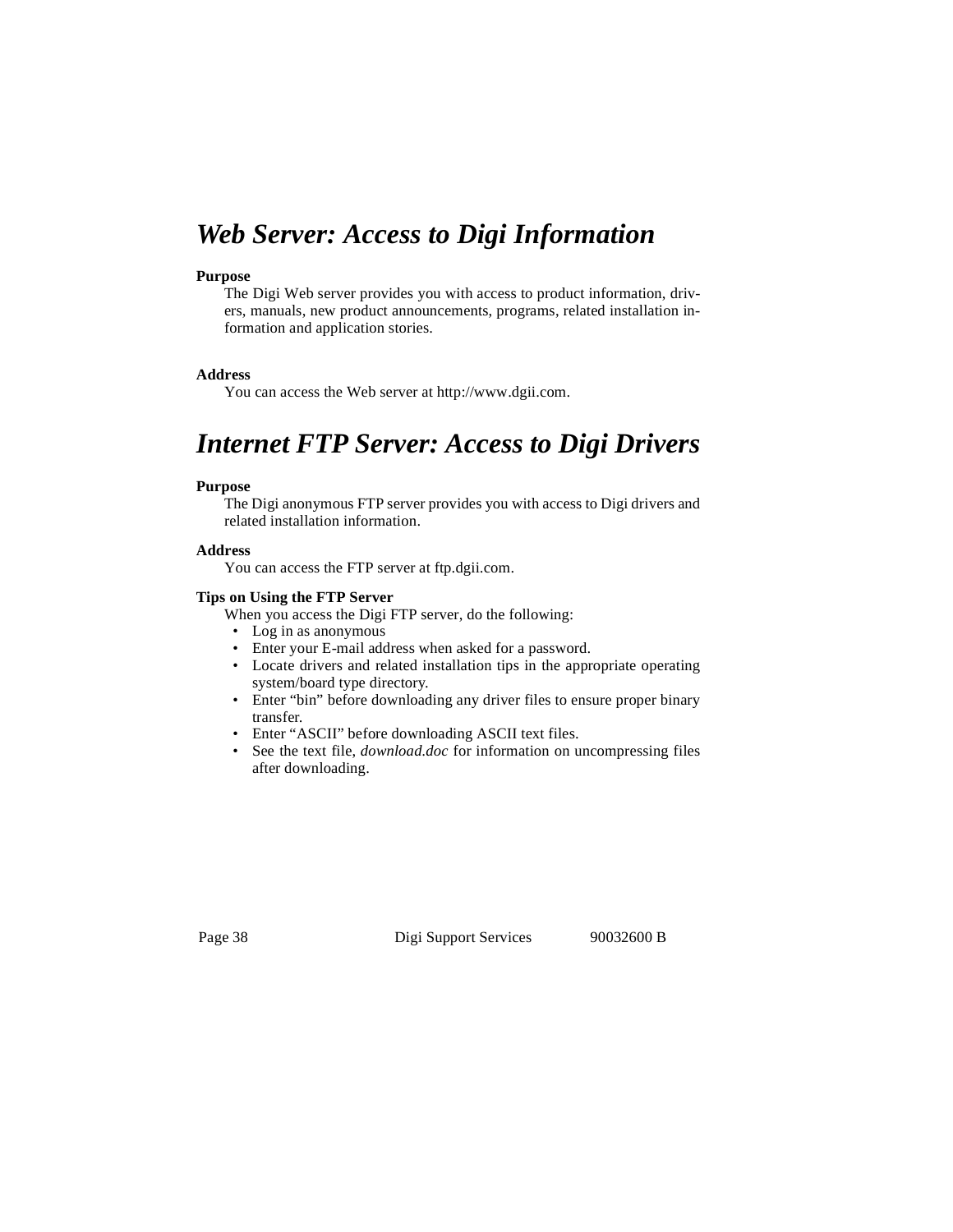# *Web Server: Access to Digi Information*

**Purpose**

The Digi Web server provides you with access to product information, drivers, manuals, new product announcements, programs, related installation information and application stories.

**Address**

You can access the Web server at http://www.dgii.com.

# *Internet FTP Server: Access to Digi Drivers*

**Purpose**

The Digi anonymous FTP server provides you with access to Digi drivers and related installation information.

**Address**

You can access the FTP server at ftp.dgii.com.

**Tips on Using the FTP Server**

When you access the Digi FTP server, do the following:

- Log in as anonymous
- Enter your E-mail address when asked for a password.
- Locate drivers and related installation tips in the appropriate operating system/board type directory.
- Enter “bin” before downloading any driver files to ensure proper binary transfer.
- Enter “ASCII” before downloading ASCII text files.
- See the text file, *download.doc* for information on uncompressing files after downloading.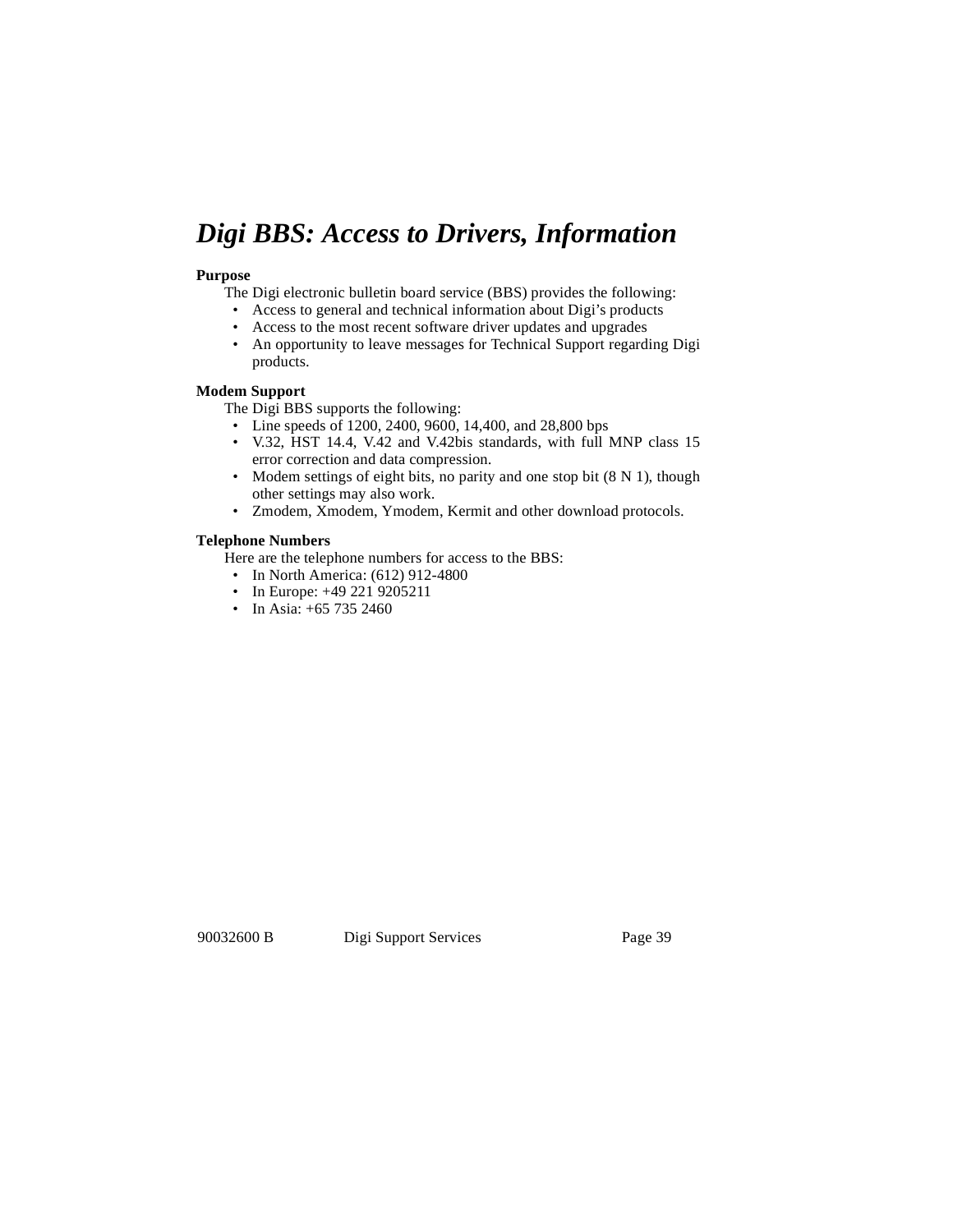# *Digi BBS: Access to Drivers, Information*

**Purpose**

The Digi electronic bulletin board service (BBS) provides the following:

- Access to general and technical information about Digi's products
- Access to the most recent software driver updates and upgrades
- An opportunity to leave messages for Technical Support regarding Digi products.

**Modem Support**

The Digi BBS supports the following:

- Line speeds of 1200, 2400, 9600, 14,400, and 28,800 bps
- V.32, HST 14.4, V.42 and V.42bis standards, with full MNP class 15 error correction and data compression.
- Modem settings of eight bits, no parity and one stop bit (8 N 1), though other settings may also work.
- Zmodem, Xmodem, Ymodem, Kermit and other download protocols.

**Telephone Numbers**

Here are the telephone numbers for access to the BBS:

- In North America: (612) 912-4800
- In Europe: +49 221 9205211
- In Asia: +65 735 2460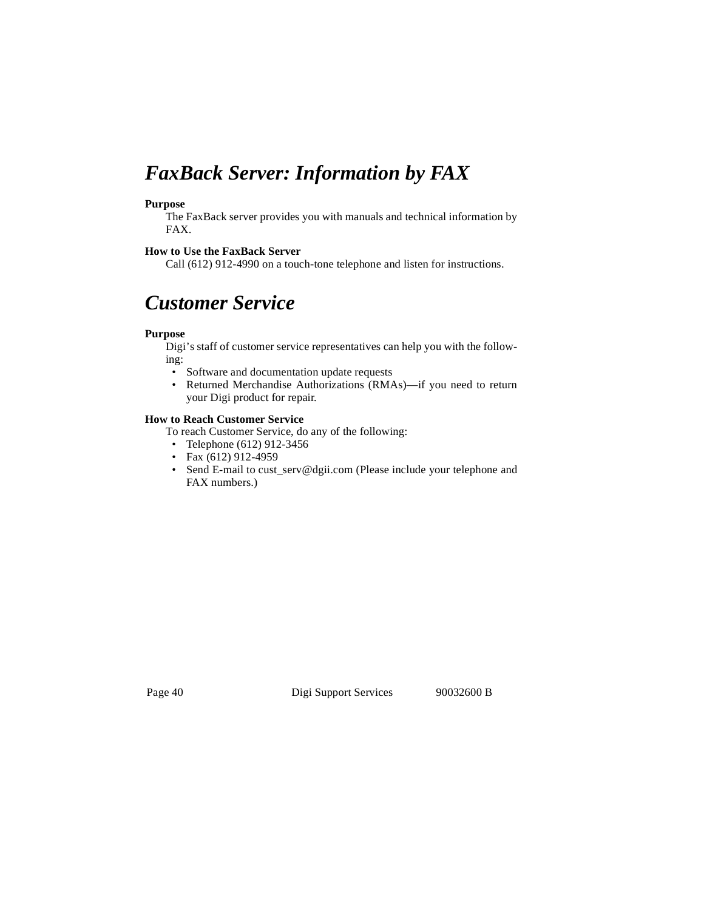## *FaxBack Server: Information by FAX*

**Purpose**

The FaxBack server provides you with manuals and technical information by FAX.

**How to Use the FaxBack Server**

Call (612) 912-4990 on a touch-tone telephone and listen for instructions.

## *Customer Service*

**Purpose**

Digi's staff of customer service representatives can help you with the following:

- Software and documentation update requests
- Returned Merchandise Authorizations (RMAs)—if you need to return your Digi product for repair.

**How to Reach Customer Service**

To reach Customer Service, do any of the following:

- Telephone (612) 912-3456
- Fax (612) 912-4959
- Send E-mail to cust_serv@dgii.com (Please include your telephone and FAX numbers.)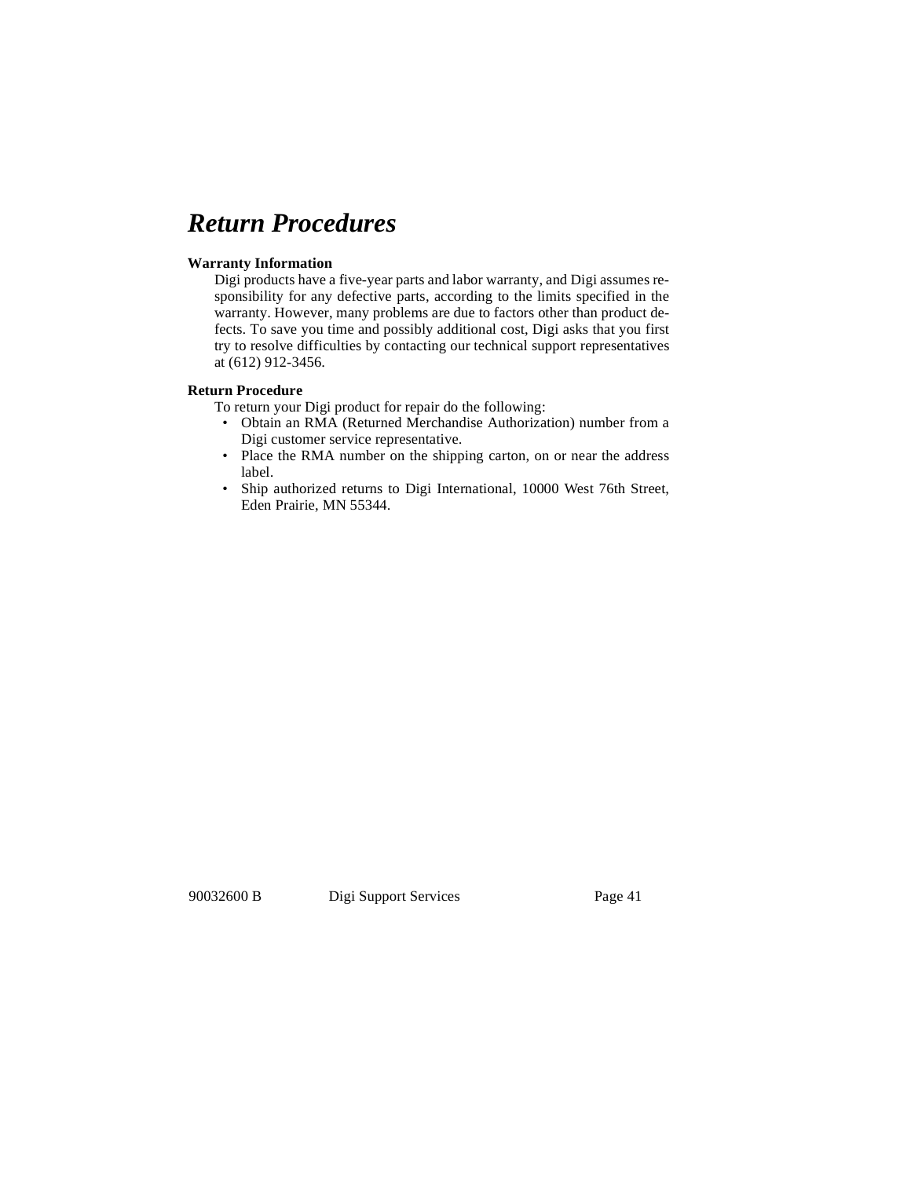# *Return Procedures*

**Warranty Information**

Digi products have a five-year parts and labor warranty, and Digi assumes responsibility for any defective parts, according to the limits specified in the warranty. However, many problems are due to factors other than product defects. To save you time and possibly additional cost, Digi asks that you first try to resolve difficulties by contacting our technical support representatives at (612) 912-3456.

**Return Procedure**

To return your Digi product for repair do the following:

- Obtain an RMA (Returned Merchandise Authorization) number from a Digi customer service representative.
- Place the RMA number on the shipping carton, on or near the address label.
- Ship authorized returns to Digi International, 10000 West 76th Street, Eden Prairie, MN 55344.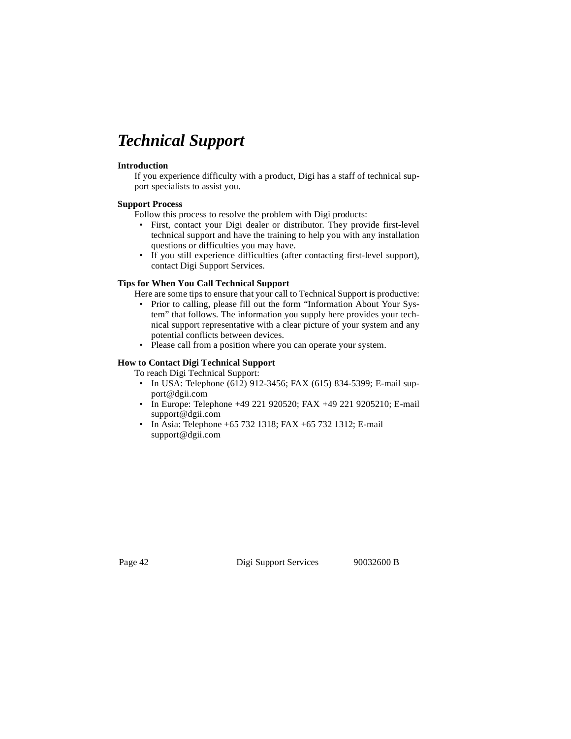# *Technical Support*

**Introduction**

If you experience difficulty with a product, Digi has a staff of technical support specialists to assist you.

**Support Process**

Follow this process to resolve the problem with Digi products:

- First, contact your Digi dealer or distributor. They provide first-level technical support and have the training to help you with any installation questions or difficulties you may have.
- If you still experience difficulties (after contacting first-level support), contact Digi Support Services.

**Tips for When You Call Technical Support**

Here are some tips to ensure that your call to Technical Support is productive:

- Prior to calling, please fill out the form "Information About Your System" that follows. The information you supply here provides your technical support representative with a clear picture of your system and any potential conflicts between devices.
- Please call from a position where you can operate your system.

**How to Contact Digi Technical Support**

To reach Digi Technical Support:

- In USA: Telephone (612) 912-3456; FAX (615) 834-5399; E-mail support@dgii.com
- In Europe: Telephone +49 221 920520; FAX +49 221 9205210; E-mail support@dgii.com
- In Asia: Telephone +65 732 1318; FAX +65 732 1312; E-mail support@dgii.com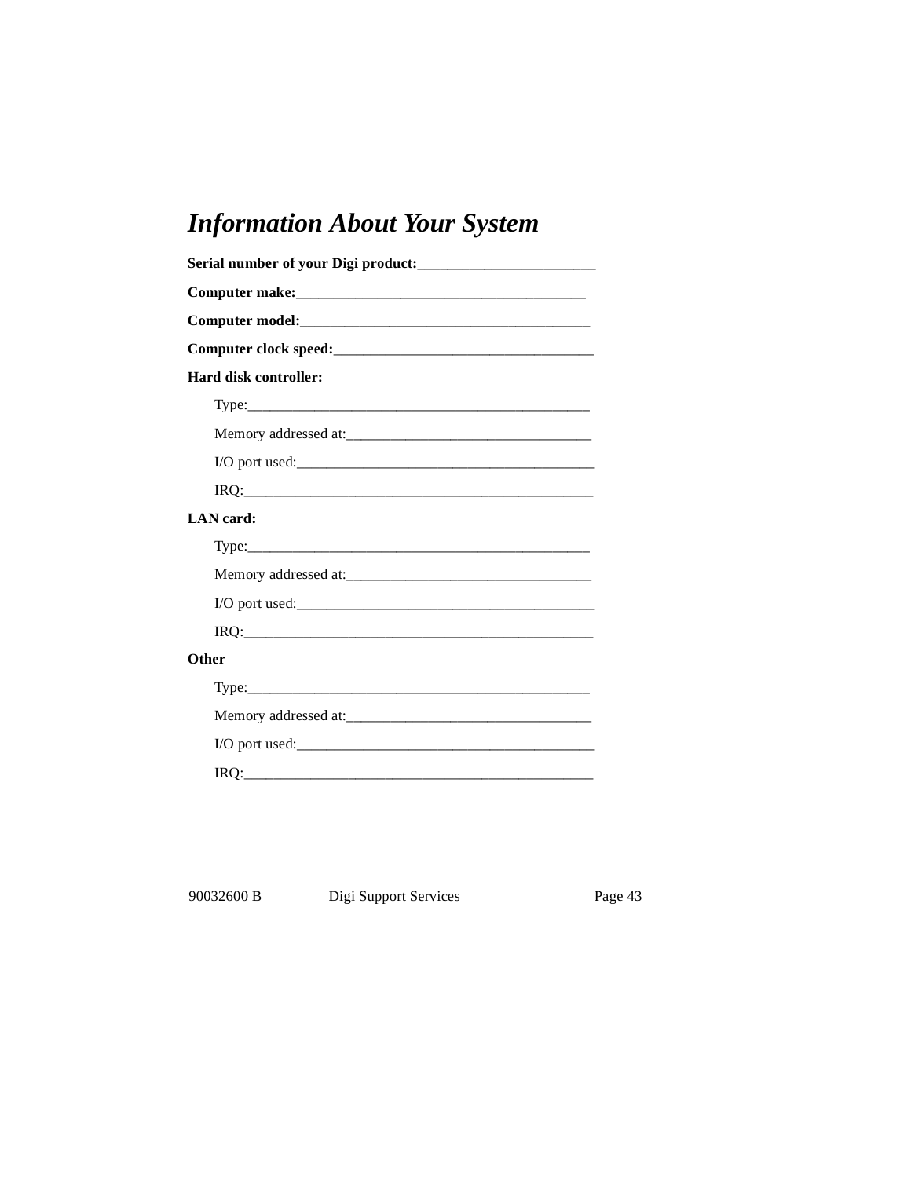# *Information About Your System*

**Serial number of your Digi product:**________________________

**Computer make:**_______________________________________

**Computer model:**_______________________________________

**Computer clock speed:**___________________________________

**Hard disk controller:**

Type:_______________________________________________

Memory addressed at:_________________________________

I/O port used:________________________________________

IRQ:_______________________________________________

**LAN card:**

Type:_______________________________________________

Memory addressed at:_________________________________

I/O port used:________________________________________

IRQ:_______________________________________________

**Other**

Type:_______________________________________________

Memory addressed at:_________________________________

I/O port used:________________________________________

IRQ:_______________________________________________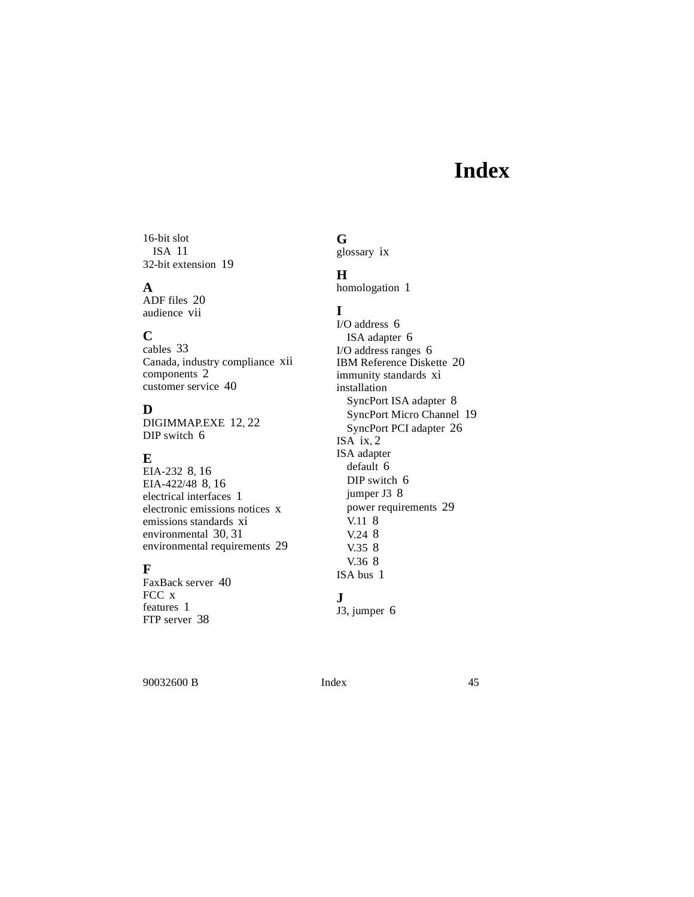# Index

16-bit slot
  ISA 11
32-bit extension 19

**A**

ADF files 20
audience vii

**C**

cables 33
Canada, industry compliance xii
components 2
customer service 40

**D**

DIGIMMAP.EXE 12, 22
DIP switch 6

**E**

EIA-232 8, 16
EIA-422/48 8, 16
electrical interfaces 1
electronic emissions notices x
emissions standards xi
environmental 30, 31
environmental requirements 29

**F**

FaxBack server 40
FCC x
features 1
FTP server 38

**G**

glossary ix

**H**

homologation 1

**I**

I/O address 6
  ISA adapter 6
I/O address ranges 6
IBM Reference Diskette 20
immunity standards xi
installation
  SyncPort ISA adapter 8
  SyncPort Micro Channel 19
  SyncPort PCI adapter 26
ISA ix, 2
ISA adapter
  default 6
  DIP switch 6
  jumper J3 8
  power requirements 29
  V.11 8
  V.24 8
  V.35 8
  V.36 8
ISA bus 1

**J**

J3, jumper 6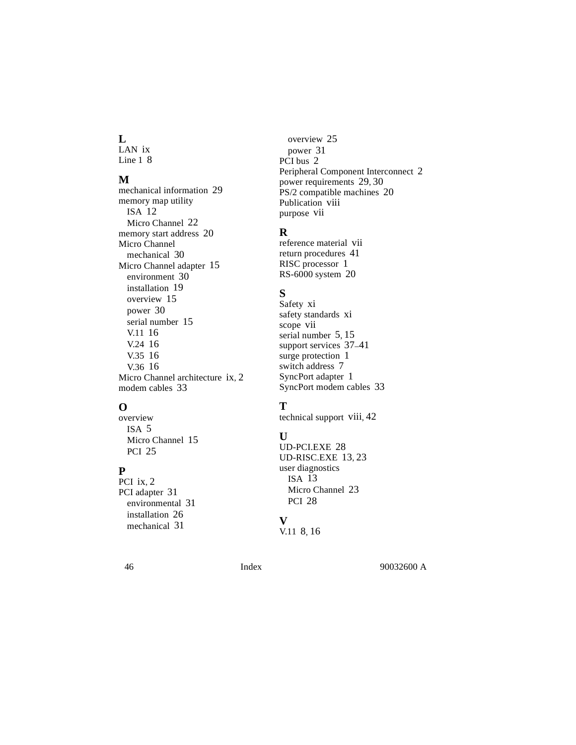## L

LAN ix
Line 1 8

## M

mechanical information 29
memory map utility
- ISA 12
- Micro Channel 22

memory start address 20
Micro Channel
- mechanical 30

Micro Channel adapter 15
- environment 30
- installation 19
- overview 15
- power 30
- serial number 15
- V.11 16
- V.24 16
- V.35 16
- V.36 16

Micro Channel architecture ix, 2
modem cables 33

## O

overview
- ISA 5
- Micro Channel 15
- PCI 25

## P

PCI ix, 2
PCI adapter 31
- environmental 31
- installation 26
- mechanical 31
- overview 25
- power 31

PCI bus 2
Peripheral Component Interconnect 2
power requirements 29, 30
PS/2 compatible machines 20
Publication viii
purpose vii

## R

reference material vii
return procedures 41
RISC processor 1
RS-6000 system 20

## S

Safety xi
safety standards xi
scope vii
serial number 5, 15
support services 37–41
surge protection 1
switch address 7
SyncPort adapter 1
SyncPort modem cables 33

## T

technical support viii, 42

## U

UD-PCI.EXE 28
UD-RISC.EXE 13, 23
user diagnostics
- ISA 13
- Micro Channel 23
- PCI 28

## V

V.11 8, 16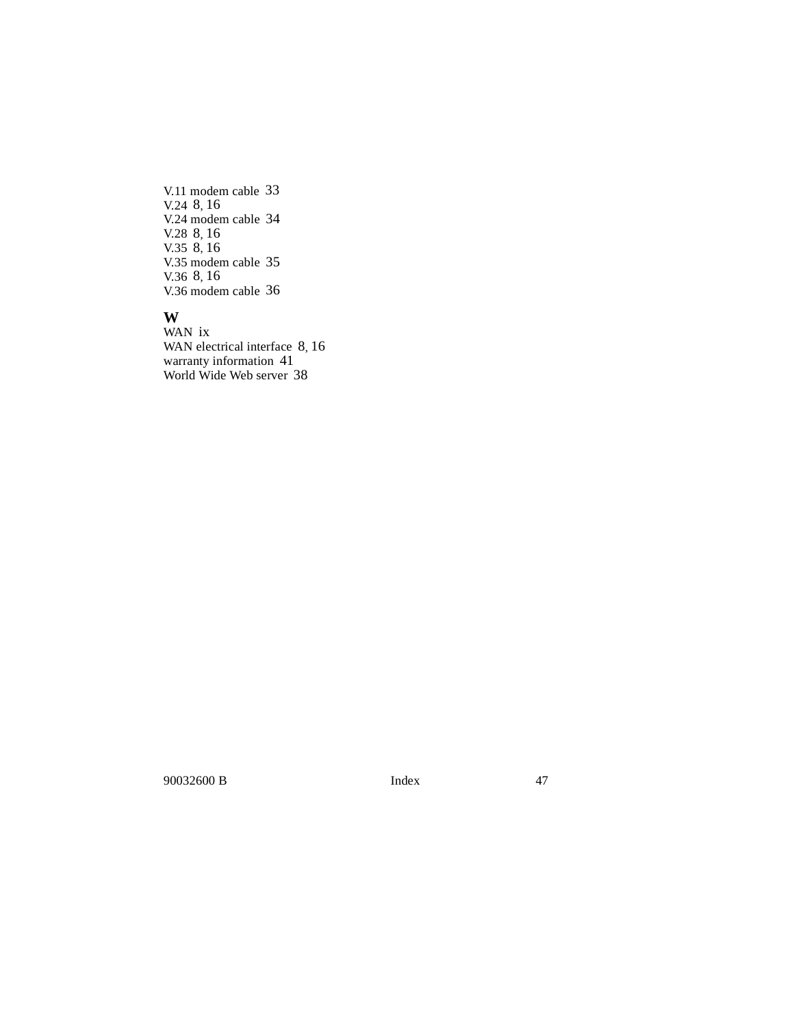V.11 modem cable 33  
V.24 8, 16  
V.24 modem cable 34  
V.28 8, 16  
V.35 8, 16  
V.35 modem cable 35  
V.36 8, 16  
V.36 modem cable 36

**W**

WAN ix  
WAN electrical interface 8, 16  
warranty information 41  
World Wide Web server 38